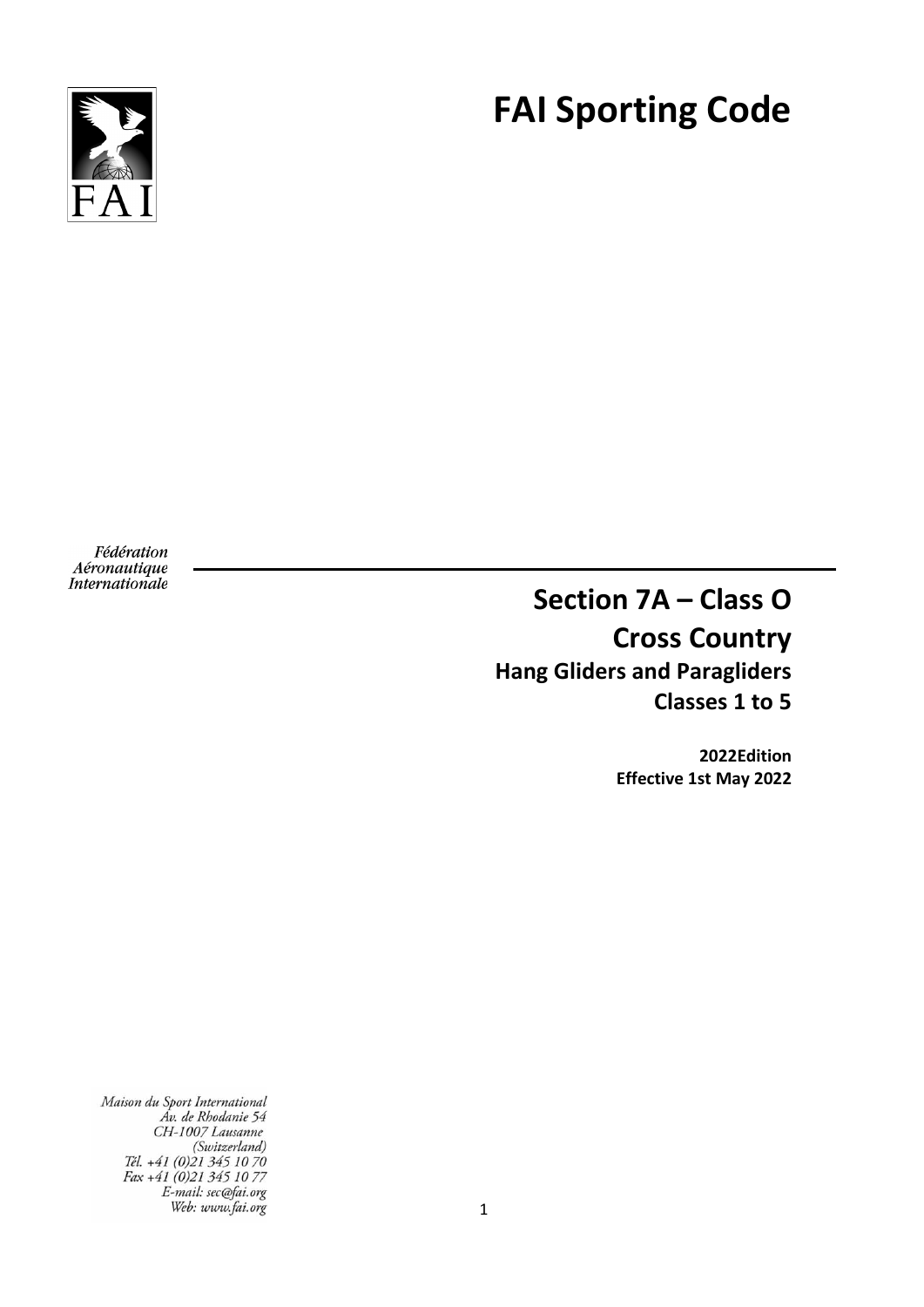FAI

# FAI Sporting Code

Fédération Aéronautique Internationale

## Section 7A – Class O

## Cross Country

### Hang Gliders and Paragliders

### Classes 1 to 5

**2022Edition**
**Effective 1st May 2022**

Maison du Sport International
Av. de Rhodanie 54
CH-1007 Lausanne
(Switzerland)
Tél. +41 (0)21 345 10 70
Fax +41 (0)21 345 10 77
E-mail: sec@fai.org
Web: www.fai.org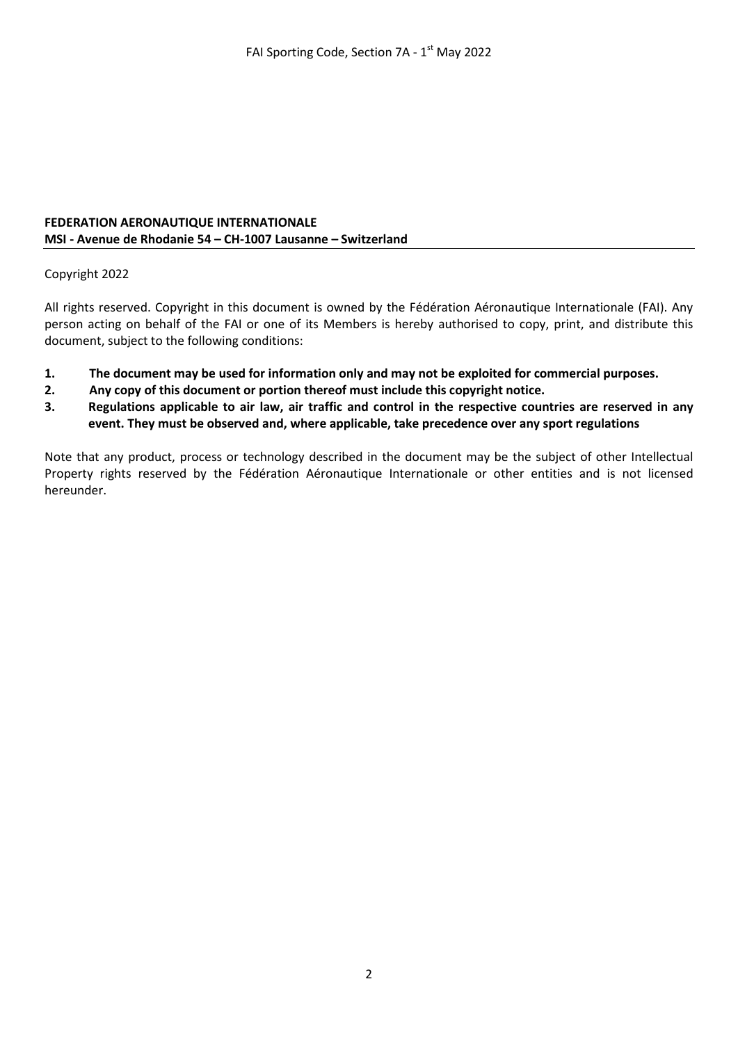**FEDERATION AERONAUTIQUE INTERNATIONALE**
**MSI - Avenue de Rhodanie 54 – CH-1007 Lausanne – Switzerland**

---

Copyright 2022

All rights reserved. Copyright in this document is owned by the Fédération Aéronautique Internationale (FAI). Any person acting on behalf of the FAI or one of its Members is hereby authorised to copy, print, and distribute this document, subject to the following conditions:

1. **The document may be used for information only and may not be exploited for commercial purposes.**
2. **Any copy of this document or portion thereof must include this copyright notice.**
3. **Regulations applicable to air law, air traffic and control in the respective countries are reserved in any event. They must be observed and, where applicable, take precedence over any sport regulations**

Note that any product, process or technology described in the document may be the subject of other Intellectual Property rights reserved by the Fédération Aéronautique Internationale or other entities and is not licensed hereunder.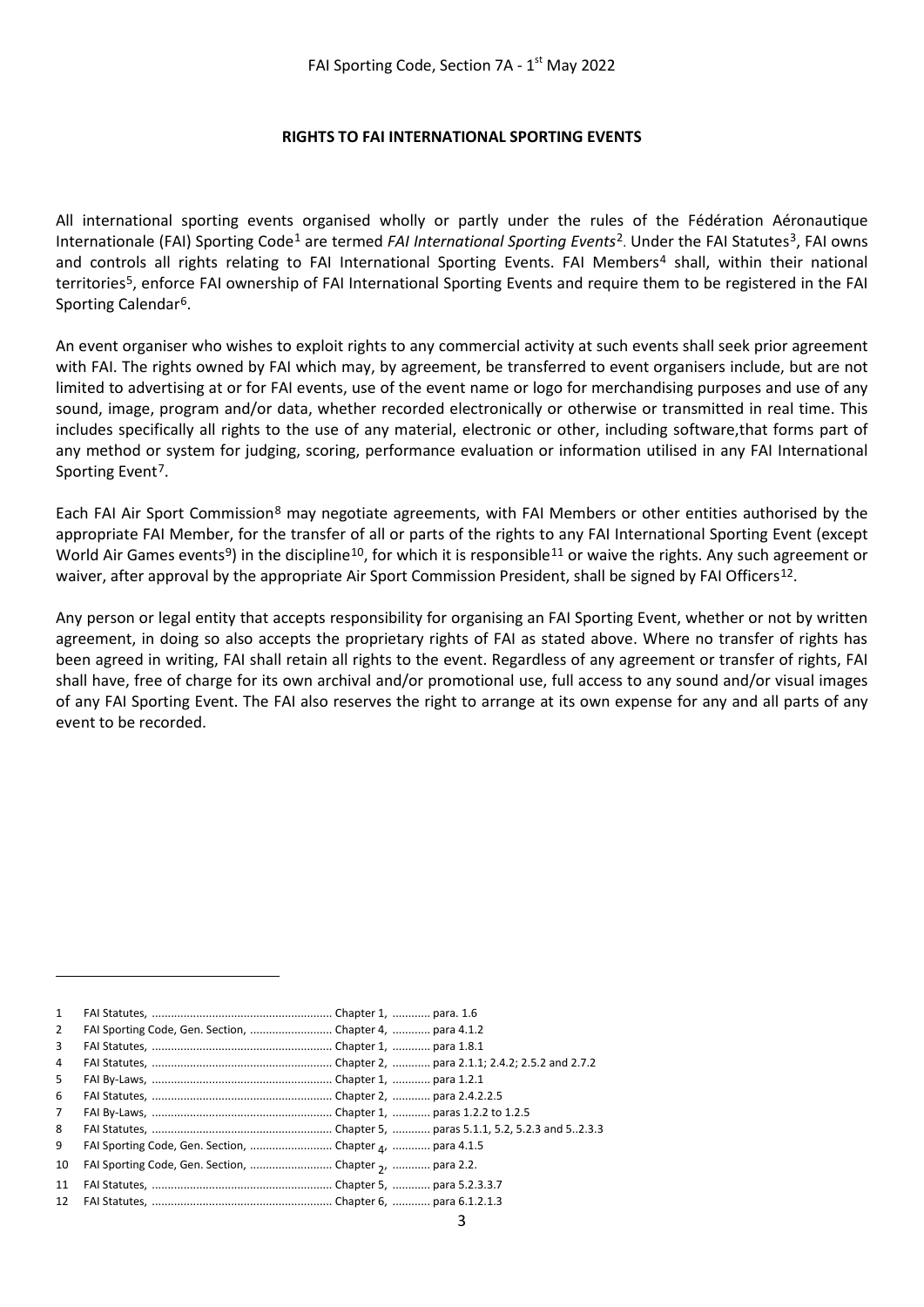## RIGHTS TO FAI INTERNATIONAL SPORTING EVENTS

All international sporting events organised wholly or partly under the rules of the Fédération Aéronautique Internationale (FAI) Sporting Code[1] are termed *FAI International Sporting Events*[2]. Under the FAI Statutes[3], FAI owns and controls all rights relating to FAI International Sporting Events. FAI Members[4] shall, within their national territories[5], enforce FAI ownership of FAI International Sporting Events and require them to be registered in the FAI Sporting Calendar[6].

An event organiser who wishes to exploit rights to any commercial activity at such events shall seek prior agreement with FAI. The rights owned by FAI which may, by agreement, be transferred to event organisers include, but are not limited to advertising at or for FAI events, use of the event name or logo for merchandising purposes and use of any sound, image, program and/or data, whether recorded electronically or otherwise or transmitted in real time. This includes specifically all rights to the use of any material, electronic or other, including software,that forms part of any method or system for judging, scoring, performance evaluation or information utilised in any FAI International Sporting Event[7].

Each FAI Air Sport Commission[8] may negotiate agreements, with FAI Members or other entities authorised by the appropriate FAI Member, for the transfer of all or parts of the rights to any FAI International Sporting Event (except World Air Games events[9]) in the discipline[10], for which it is responsible[11] or waive the rights. Any such agreement or waiver, after approval by the appropriate Air Sport Commission President, shall be signed by FAI Officers[12].

Any person or legal entity that accepts responsibility for organising an FAI Sporting Event, whether or not by written agreement, in doing so also accepts the proprietary rights of FAI as stated above. Where no transfer of rights has been agreed in writing, FAI shall retain all rights to the event. Regardless of any agreement or transfer of rights, FAI shall have, free of charge for its own archival and/or promotional use, full access to any sound and/or visual images of any FAI Sporting Event. The FAI also reserves the right to arrange at its own expense for any and all parts of any event to be recorded.

---

1 FAI Statutes, ......................................................... Chapter 1, ............ para. 1.6
2 FAI Sporting Code, Gen. Section, ......................... Chapter 4, ............ para 4.1.2
3 FAI Statutes, ......................................................... Chapter 1, ............ para 1.8.1
4 FAI Statutes, ......................................................... Chapter 2, ............ para 2.1.1; 2.4.2; 2.5.2 and 2.7.2
5 FAI By-Laws, ......................................................... Chapter 1, ............ para 1.2.1
6 FAI Statutes, ......................................................... Chapter 2, ............ para 2.4.2.2.5
7 FAI By-Laws, ......................................................... Chapter 1, ............ paras 1.2.2 to 1.2.5
8 FAI Statutes, ......................................................... Chapter 5, ............ paras 5.1.1, 5.2, 5.2.3 and 5..2.3.3
9 FAI Sporting Code, Gen. Section, ......................... Chapter 4, ............ para 4.1.5
10 FAI Sporting Code, Gen. Section, ......................... Chapter 2, ............ para 2.2.
11 FAI Statutes, ......................................................... Chapter 5, ............ para 5.2.3.3.7
12 FAI Statutes, ......................................................... Chapter 6, ............ para 6.1.2.1.3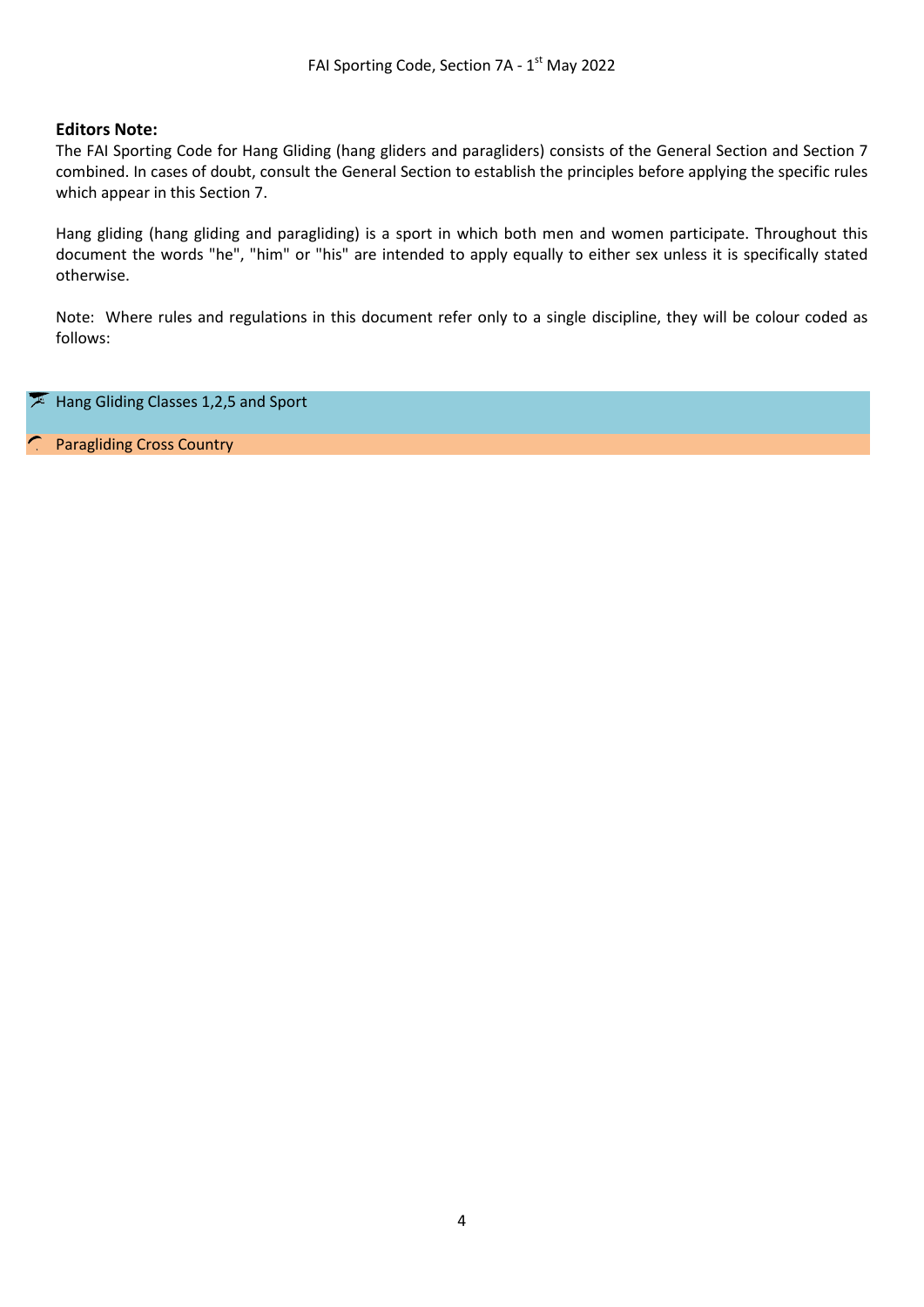**Editors Note:**

The FAI Sporting Code for Hang Gliding (hang gliders and paragliders) consists of the General Section and Section 7 combined. In cases of doubt, consult the General Section to establish the principles before applying the specific rules which appear in this Section 7.

Hang gliding (hang gliding and paragliding) is a sport in which both men and women participate. Throughout this document the words "he", "him" or "his" are intended to apply equally to either sex unless it is specifically stated otherwise.

Note: Where rules and regulations in this document refer only to a single discipline, they will be colour coded as follows:

Hang Gliding Classes 1,2,5 and Sport

Paragliding Cross Country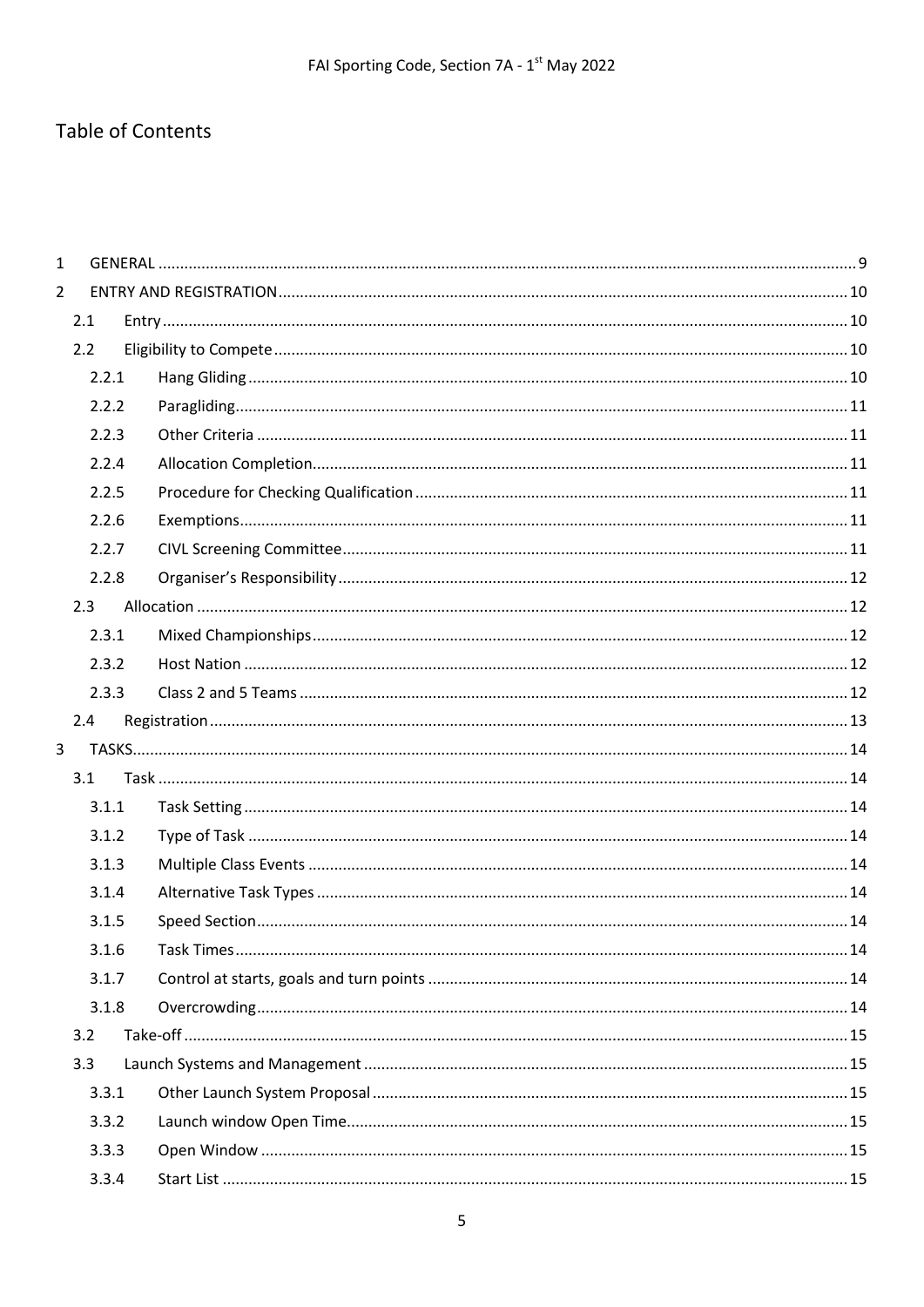# Table of Contents

1 GENERAL ..... 9
2 ENTRY AND REGISTRATION ..... 10
  2.1 Entry ..... 10
  2.2 Eligibility to Compete ..... 10
    2.2.1 Hang Gliding ..... 10
    2.2.2 Paragliding ..... 11
    2.2.3 Other Criteria ..... 11
    2.2.4 Allocation Completion ..... 11
    2.2.5 Procedure for Checking Qualification ..... 11
    2.2.6 Exemptions ..... 11
    2.2.7 CIVL Screening Committee ..... 11
    2.2.8 Organiser's Responsibility ..... 12
  2.3 Allocation ..... 12
    2.3.1 Mixed Championships ..... 12
    2.3.2 Host Nation ..... 12
    2.3.3 Class 2 and 5 Teams ..... 12
  2.4 Registration ..... 13
3 TASKS ..... 14
  3.1 Task ..... 14
    3.1.1 Task Setting ..... 14
    3.1.2 Type of Task ..... 14
    3.1.3 Multiple Class Events ..... 14
    3.1.4 Alternative Task Types ..... 14
    3.1.5 Speed Section ..... 14
    3.1.6 Task Times ..... 14
    3.1.7 Control at starts, goals and turn points ..... 14
    3.1.8 Overcrowding ..... 14
  3.2 Take-off ..... 15
  3.3 Launch Systems and Management ..... 15
    3.3.1 Other Launch System Proposal ..... 15
    3.3.2 Launch window Open Time ..... 15
    3.3.3 Open Window ..... 15
    3.3.4 Start List ..... 15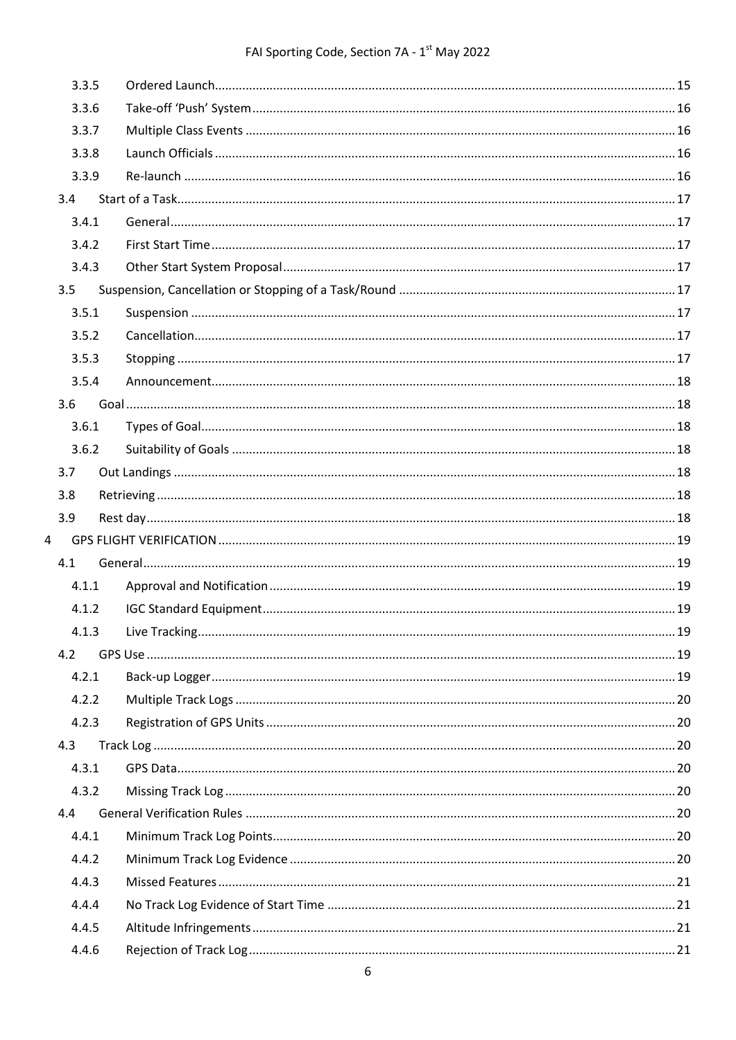3.3.5 Ordered Launch ..... 15
3.3.6 Take-off 'Push' System ..... 16
3.3.7 Multiple Class Events ..... 16
3.3.8 Launch Officials ..... 16
3.3.9 Re-launch ..... 16
3.4 Start of a Task ..... 17
3.4.1 General ..... 17
3.4.2 First Start Time ..... 17
3.4.3 Other Start System Proposal ..... 17
3.5 Suspension, Cancellation or Stopping of a Task/Round ..... 17
3.5.1 Suspension ..... 17
3.5.2 Cancellation ..... 17
3.5.3 Stopping ..... 17
3.5.4 Announcement ..... 18
3.6 Goal ..... 18
3.6.1 Types of Goal ..... 18
3.6.2 Suitability of Goals ..... 18
3.7 Out Landings ..... 18
3.8 Retrieving ..... 18
3.9 Rest day ..... 18
4 GPS FLIGHT VERIFICATION ..... 19
4.1 General ..... 19
4.1.1 Approval and Notification ..... 19
4.1.2 IGC Standard Equipment ..... 19
4.1.3 Live Tracking ..... 19
4.2 GPS Use ..... 19
4.2.1 Back-up Logger ..... 19
4.2.2 Multiple Track Logs ..... 20
4.2.3 Registration of GPS Units ..... 20
4.3 Track Log ..... 20
4.3.1 GPS Data ..... 20
4.3.2 Missing Track Log ..... 20
4.4 General Verification Rules ..... 20
4.4.1 Minimum Track Log Points ..... 20
4.4.2 Minimum Track Log Evidence ..... 20
4.4.3 Missed Features ..... 21
4.4.4 No Track Log Evidence of Start Time ..... 21
4.4.5 Altitude Infringements ..... 21
4.4.6 Rejection of Track Log ..... 21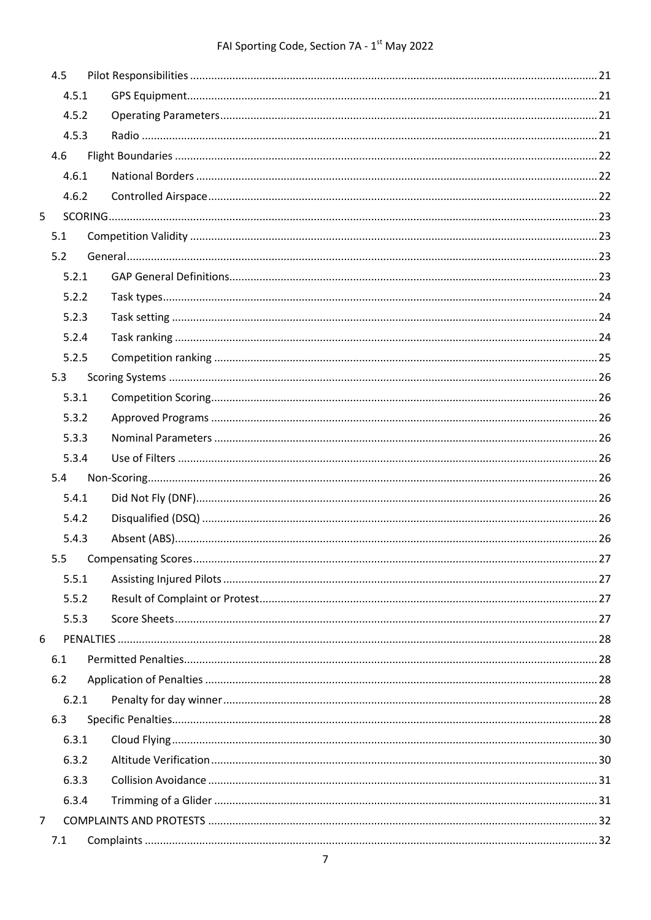| | | |
|---|---|---|
| 4.5 | Pilot Responsibilities | 21 |
| 4.5.1 | GPS Equipment | 21 |
| 4.5.2 | Operating Parameters | 21 |
| 4.5.3 | Radio | 21 |
| 4.6 | Flight Boundaries | 22 |
| 4.6.1 | National Borders | 22 |
| 4.6.2 | Controlled Airspace | 22 |
| 5 | SCORING | 23 |
| 5.1 | Competition Validity | 23 |
| 5.2 | General | 23 |
| 5.2.1 | GAP General Definitions | 23 |
| 5.2.2 | Task types | 24 |
| 5.2.3 | Task setting | 24 |
| 5.2.4 | Task ranking | 24 |
| 5.2.5 | Competition ranking | 25 |
| 5.3 | Scoring Systems | 26 |
| 5.3.1 | Competition Scoring | 26 |
| 5.3.2 | Approved Programs | 26 |
| 5.3.3 | Nominal Parameters | 26 |
| 5.3.4 | Use of Filters | 26 |
| 5.4 | Non-Scoring | 26 |
| 5.4.1 | Did Not Fly (DNF) | 26 |
| 5.4.2 | Disqualified (DSQ) | 26 |
| 5.4.3 | Absent (ABS) | 26 |
| 5.5 | Compensating Scores | 27 |
| 5.5.1 | Assisting Injured Pilots | 27 |
| 5.5.2 | Result of Complaint or Protest | 27 |
| 5.5.3 | Score Sheets | 27 |
| 6 | PENALTIES | 28 |
| 6.1 | Permitted Penalties | 28 |
| 6.2 | Application of Penalties | 28 |
| 6.2.1 | Penalty for day winner | 28 |
| 6.3 | Specific Penalties | 28 |
| 6.3.1 | Cloud Flying | 30 |
| 6.3.2 | Altitude Verification | 30 |
| 6.3.3 | Collision Avoidance | 31 |
| 6.3.4 | Trimming of a Glider | 31 |
| 7 | COMPLAINTS AND PROTESTS | 32 |
| 7.1 | Complaints | 32 |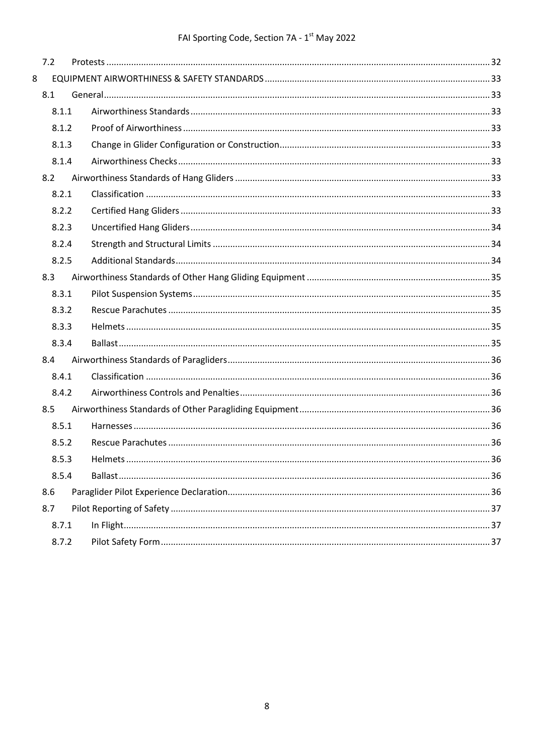| | | |
|---|---|---|
| 7.2 | Protests | 32 |
| 8 | EQUIPMENT AIRWORTHINESS & SAFETY STANDARDS | 33 |
| 8.1 | General | 33 |
| 8.1.1 | Airworthiness Standards | 33 |
| 8.1.2 | Proof of Airworthiness | 33 |
| 8.1.3 | Change in Glider Configuration or Construction | 33 |
| 8.1.4 | Airworthiness Checks | 33 |
| 8.2 | Airworthiness Standards of Hang Gliders | 33 |
| 8.2.1 | Classification | 33 |
| 8.2.2 | Certified Hang Gliders | 33 |
| 8.2.3 | Uncertified Hang Gliders | 34 |
| 8.2.4 | Strength and Structural Limits | 34 |
| 8.2.5 | Additional Standards | 34 |
| 8.3 | Airworthiness Standards of Other Hang Gliding Equipment | 35 |
| 8.3.1 | Pilot Suspension Systems | 35 |
| 8.3.2 | Rescue Parachutes | 35 |
| 8.3.3 | Helmets | 35 |
| 8.3.4 | Ballast | 35 |
| 8.4 | Airworthiness Standards of Paragliders | 36 |
| 8.4.1 | Classification | 36 |
| 8.4.2 | Airworthiness Controls and Penalties | 36 |
| 8.5 | Airworthiness Standards of Other Paragliding Equipment | 36 |
| 8.5.1 | Harnesses | 36 |
| 8.5.2 | Rescue Parachutes | 36 |
| 8.5.3 | Helmets | 36 |
| 8.5.4 | Ballast | 36 |
| 8.6 | Paraglider Pilot Experience Declaration | 36 |
| 8.7 | Pilot Reporting of Safety | 37 |
| 8.7.1 | In Flight | 37 |
| 8.7.2 | Pilot Safety Form | 37 |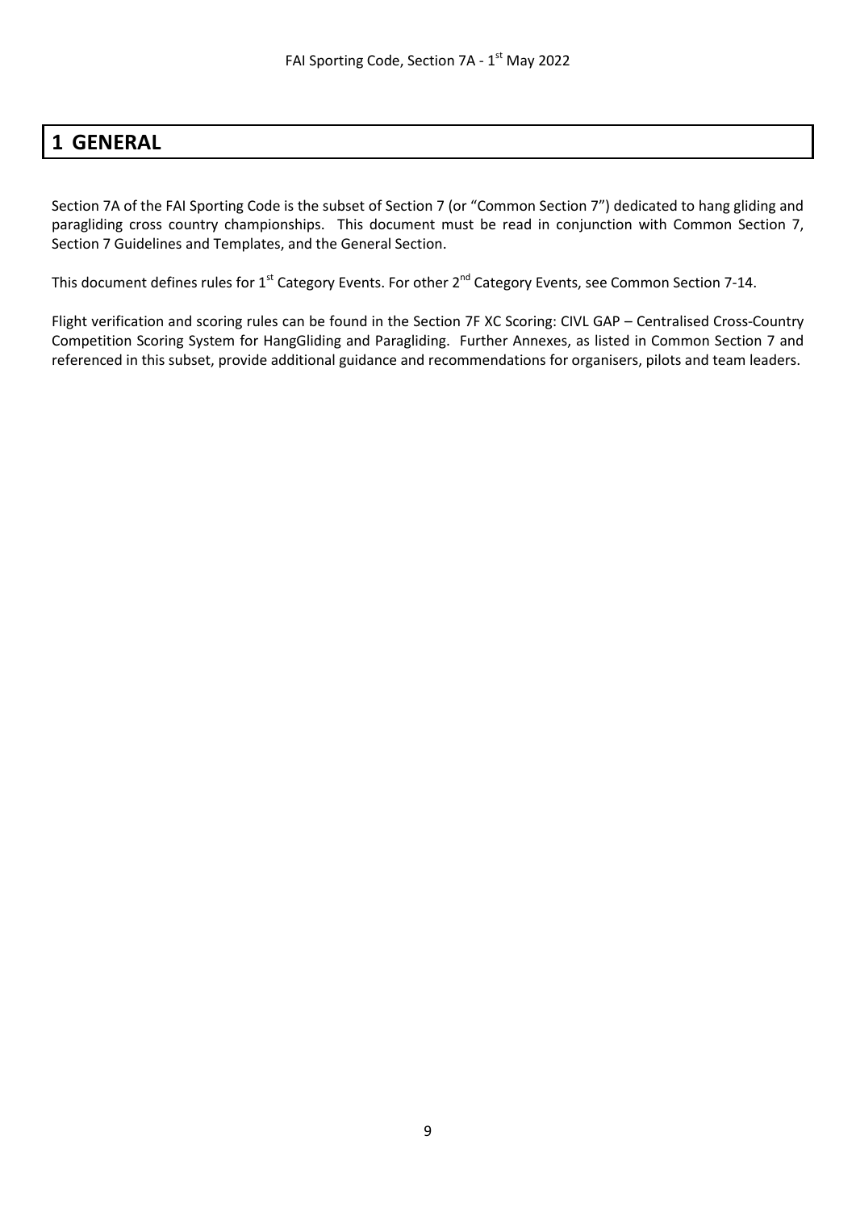# 1 GENERAL

Section 7A of the FAI Sporting Code is the subset of Section 7 (or "Common Section 7") dedicated to hang gliding and paragliding cross country championships. This document must be read in conjunction with Common Section 7, Section 7 Guidelines and Templates, and the General Section.

This document defines rules for 1st Category Events. For other 2nd Category Events, see Common Section 7-14.

Flight verification and scoring rules can be found in the Section 7F XC Scoring: CIVL GAP – Centralised Cross-Country Competition Scoring System for HangGliding and Paragliding. Further Annexes, as listed in Common Section 7 and referenced in this subset, provide additional guidance and recommendations for organisers, pilots and team leaders.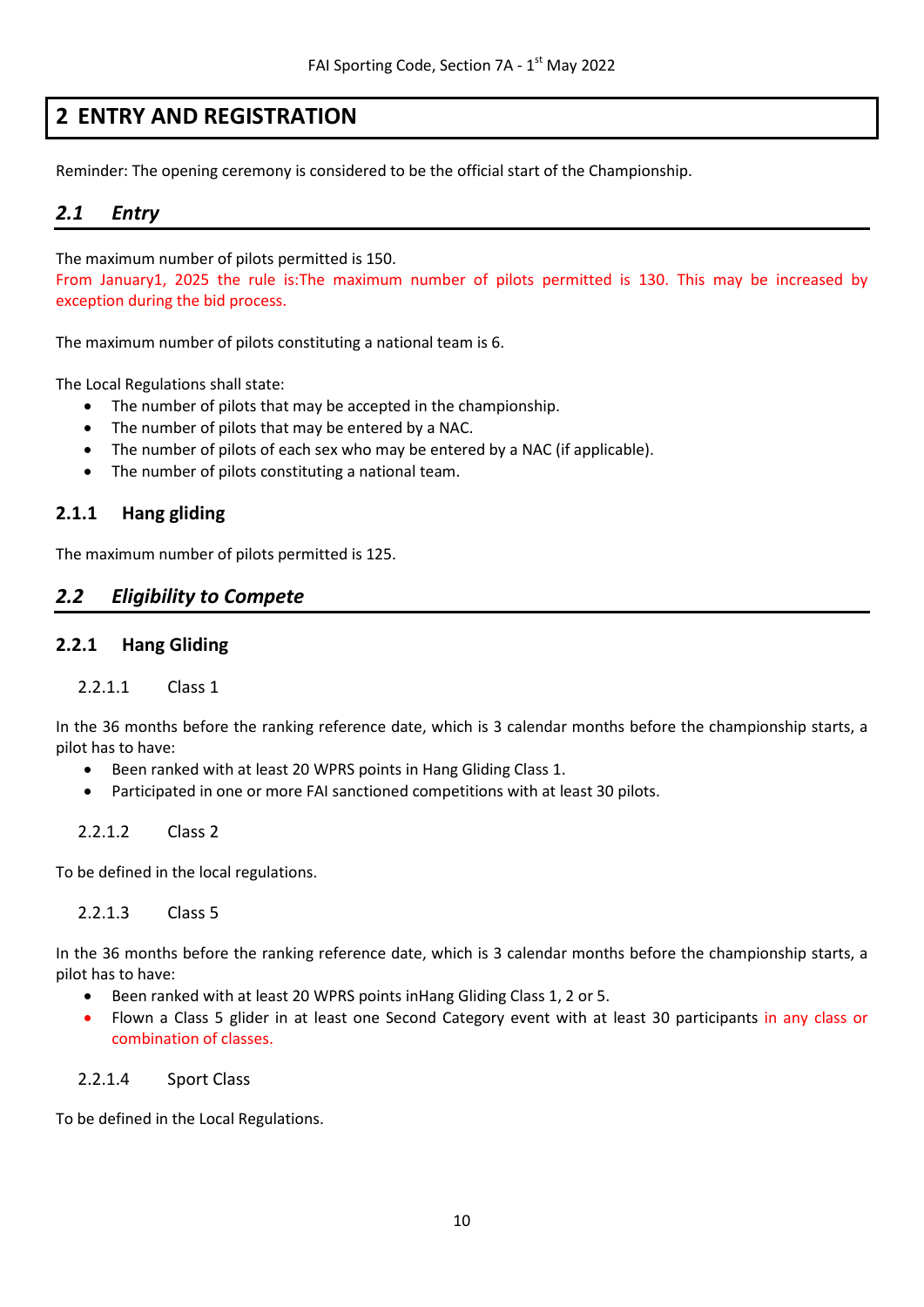# 2 ENTRY AND REGISTRATION

Reminder: The opening ceremony is considered to be the official start of the Championship.

## *2.1 Entry*

The maximum number of pilots permitted is 150.
From January1, 2025 the rule is:The maximum number of pilots permitted is 130. This may be increased by exception during the bid process.

The maximum number of pilots constituting a national team is 6.

The Local Regulations shall state:

- The number of pilots that may be accepted in the championship.
- The number of pilots that may be entered by a NAC.
- The number of pilots of each sex who may be entered by a NAC (if applicable).
- The number of pilots constituting a national team.

### 2.1.1 Hang gliding

The maximum number of pilots permitted is 125.

## *2.2 Eligibility to Compete*

### 2.2.1 Hang Gliding

#### 2.2.1.1 Class 1

In the 36 months before the ranking reference date, which is 3 calendar months before the championship starts, a pilot has to have:

- Been ranked with at least 20 WPRS points in Hang Gliding Class 1.
- Participated in one or more FAI sanctioned competitions with at least 30 pilots.

#### 2.2.1.2 Class 2

To be defined in the local regulations.

#### 2.2.1.3 Class 5

In the 36 months before the ranking reference date, which is 3 calendar months before the championship starts, a pilot has to have:

- Been ranked with at least 20 WPRS points inHang Gliding Class 1, 2 or 5.
- Flown a Class 5 glider in at least one Second Category event with at least 30 participants in any class or combination of classes.

#### 2.2.1.4 Sport Class

To be defined in the Local Regulations.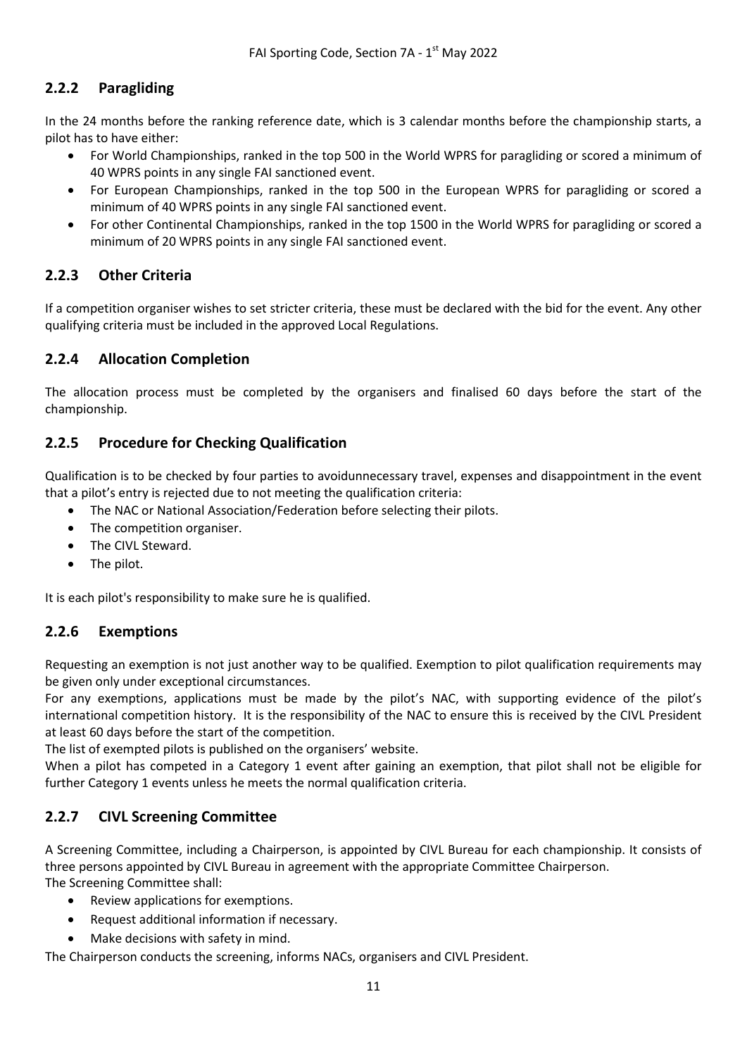### 2.2.2 Paragliding

In the 24 months before the ranking reference date, which is 3 calendar months before the championship starts, a pilot has to have either:

- For World Championships, ranked in the top 500 in the World WPRS for paragliding or scored a minimum of 40 WPRS points in any single FAI sanctioned event.
- For European Championships, ranked in the top 500 in the European WPRS for paragliding or scored a minimum of 40 WPRS points in any single FAI sanctioned event.
- For other Continental Championships, ranked in the top 1500 in the World WPRS for paragliding or scored a minimum of 20 WPRS points in any single FAI sanctioned event.

### 2.2.3 Other Criteria

If a competition organiser wishes to set stricter criteria, these must be declared with the bid for the event. Any other qualifying criteria must be included in the approved Local Regulations.

### 2.2.4 Allocation Completion

The allocation process must be completed by the organisers and finalised 60 days before the start of the championship.

### 2.2.5 Procedure for Checking Qualification

Qualification is to be checked by four parties to avoidunnecessary travel, expenses and disappointment in the event that a pilot's entry is rejected due to not meeting the qualification criteria:

- The NAC or National Association/Federation before selecting their pilots.
- The competition organiser.
- The CIVL Steward.
- The pilot.

It is each pilot's responsibility to make sure he is qualified.

### 2.2.6 Exemptions

Requesting an exemption is not just another way to be qualified. Exemption to pilot qualification requirements may be given only under exceptional circumstances.

For any exemptions, applications must be made by the pilot's NAC, with supporting evidence of the pilot's international competition history. It is the responsibility of the NAC to ensure this is received by the CIVL President at least 60 days before the start of the competition.

The list of exempted pilots is published on the organisers' website.

When a pilot has competed in a Category 1 event after gaining an exemption, that pilot shall not be eligible for further Category 1 events unless he meets the normal qualification criteria.

### 2.2.7 CIVL Screening Committee

A Screening Committee, including a Chairperson, is appointed by CIVL Bureau for each championship. It consists of three persons appointed by CIVL Bureau in agreement with the appropriate Committee Chairperson.

The Screening Committee shall:

- Review applications for exemptions.
- Request additional information if necessary.
- Make decisions with safety in mind.

The Chairperson conducts the screening, informs NACs, organisers and CIVL President.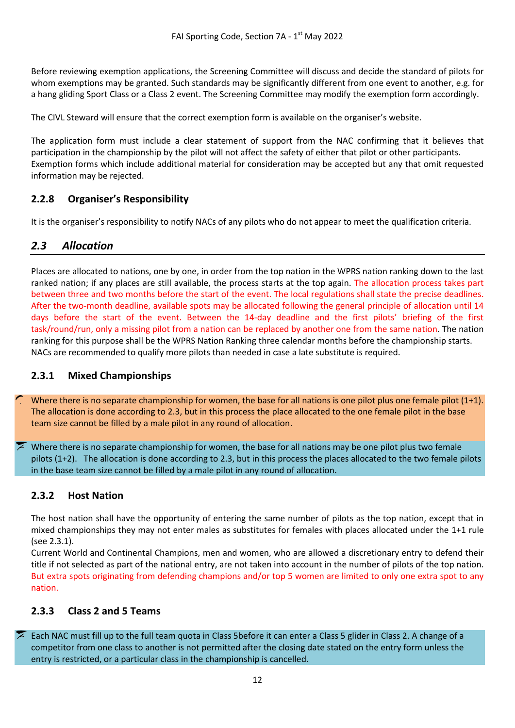Before reviewing exemption applications, the Screening Committee will discuss and decide the standard of pilots for whom exemptions may be granted. Such standards may be significantly different from one event to another, e.g. for a hang gliding Sport Class or a Class 2 event. The Screening Committee may modify the exemption form accordingly.

The CIVL Steward will ensure that the correct exemption form is available on the organiser's website.

The application form must include a clear statement of support from the NAC confirming that it believes that participation in the championship by the pilot will not affect the safety of either that pilot or other participants. Exemption forms which include additional material for consideration may be accepted but any that omit requested information may be rejected.

### 2.2.8 Organiser's Responsibility

It is the organiser's responsibility to notify NACs of any pilots who do not appear to meet the qualification criteria.

## *2.3 Allocation*

Places are allocated to nations, one by one, in order from the top nation in the WPRS nation ranking down to the last ranked nation; if any places are still available, the process starts at the top again. The allocation process takes part between three and two months before the start of the event. The local regulations shall state the precise deadlines. After the two-month deadline, available spots may be allocated following the general principle of allocation until 14 days before the start of the event. Between the 14-day deadline and the first pilots' briefing of the first task/round/run, only a missing pilot from a nation can be replaced by another one from the same nation. The nation ranking for this purpose shall be the WPRS Nation Ranking three calendar months before the championship starts. NACs are recommended to qualify more pilots than needed in case a late substitute is required.

### 2.3.1 Mixed Championships

Where there is no separate championship for women, the base for all nations is one pilot plus one female pilot (1+1). The allocation is done according to 2.3, but in this process the place allocated to the one female pilot in the base team size cannot be filled by a male pilot in any round of allocation.

Where there is no separate championship for women, the base for all nations may be one pilot plus two female pilots (1+2). The allocation is done according to 2.3, but in this process the places allocated to the two female pilots in the base team size cannot be filled by a male pilot in any round of allocation.

### 2.3.2 Host Nation

The host nation shall have the opportunity of entering the same number of pilots as the top nation, except that in mixed championships they may not enter males as substitutes for females with places allocated under the 1+1 rule (see 2.3.1).

Current World and Continental Champions, men and women, who are allowed a discretionary entry to defend their title if not selected as part of the national entry, are not taken into account in the number of pilots of the top nation. But extra spots originating from defending champions and/or top 5 women are limited to only one extra spot to any nation.

### 2.3.3 Class 2 and 5 Teams

Each NAC must fill up to the full team quota in Class 5before it can enter a Class 5 glider in Class 2. A change of a competitor from one class to another is not permitted after the closing date stated on the entry form unless the entry is restricted, or a particular class in the championship is cancelled.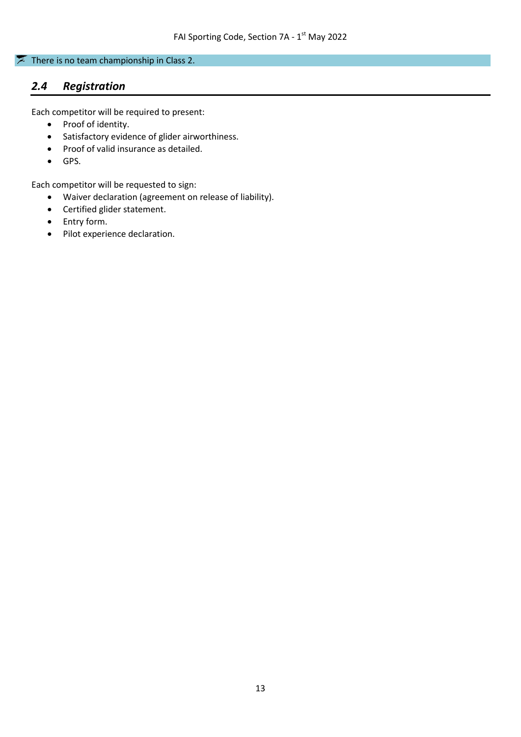There is no team championship in Class 2.

## 2.4 *Registration*

Each competitor will be required to present:

- Proof of identity.
- Satisfactory evidence of glider airworthiness.
- Proof of valid insurance as detailed.
- GPS.

Each competitor will be requested to sign:

- Waiver declaration (agreement on release of liability).
- Certified glider statement.
- Entry form.
- Pilot experience declaration.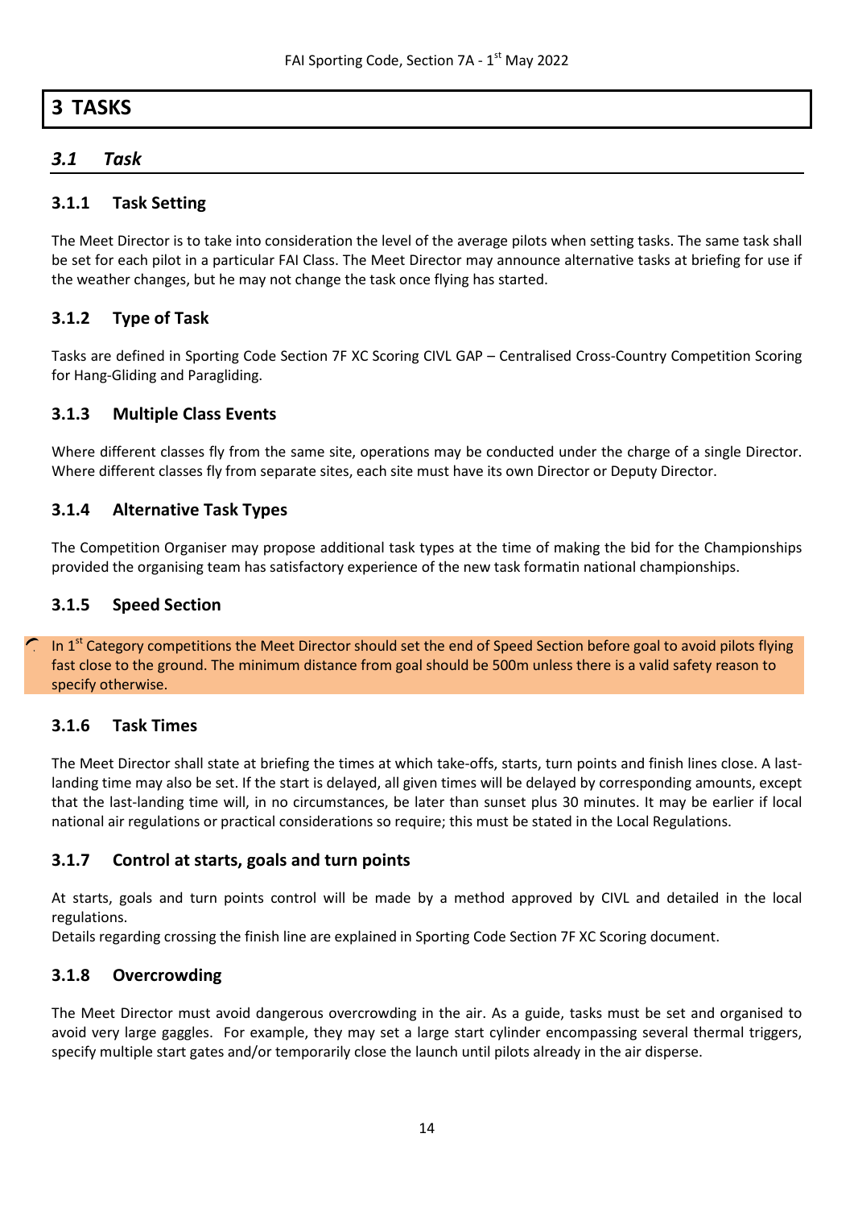# 3 TASKS

## *3.1 Task*

### 3.1.1 Task Setting

The Meet Director is to take into consideration the level of the average pilots when setting tasks. The same task shall be set for each pilot in a particular FAI Class. The Meet Director may announce alternative tasks at briefing for use if the weather changes, but he may not change the task once flying has started.

### 3.1.2 Type of Task

Tasks are defined in Sporting Code Section 7F XC Scoring CIVL GAP – Centralised Cross-Country Competition Scoring for Hang-Gliding and Paragliding.

### 3.1.3 Multiple Class Events

Where different classes fly from the same site, operations may be conducted under the charge of a single Director. Where different classes fly from separate sites, each site must have its own Director or Deputy Director.

### 3.1.4 Alternative Task Types

The Competition Organiser may propose additional task types at the time of making the bid for the Championships provided the organising team has satisfactory experience of the new task formatin national championships.

### 3.1.5 Speed Section

In 1st Category competitions the Meet Director should set the end of Speed Section before goal to avoid pilots flying fast close to the ground. The minimum distance from goal should be 500m unless there is a valid safety reason to specify otherwise.

### 3.1.6 Task Times

The Meet Director shall state at briefing the times at which take-offs, starts, turn points and finish lines close. A last-landing time may also be set. If the start is delayed, all given times will be delayed by corresponding amounts, except that the last-landing time will, in no circumstances, be later than sunset plus 30 minutes. It may be earlier if local national air regulations or practical considerations so require; this must be stated in the Local Regulations.

### 3.1.7 Control at starts, goals and turn points

At starts, goals and turn points control will be made by a method approved by CIVL and detailed in the local regulations.

Details regarding crossing the finish line are explained in Sporting Code Section 7F XC Scoring document.

### 3.1.8 Overcrowding

The Meet Director must avoid dangerous overcrowding in the air. As a guide, tasks must be set and organised to avoid very large gaggles. For example, they may set a large start cylinder encompassing several thermal triggers, specify multiple start gates and/or temporarily close the launch until pilots already in the air disperse.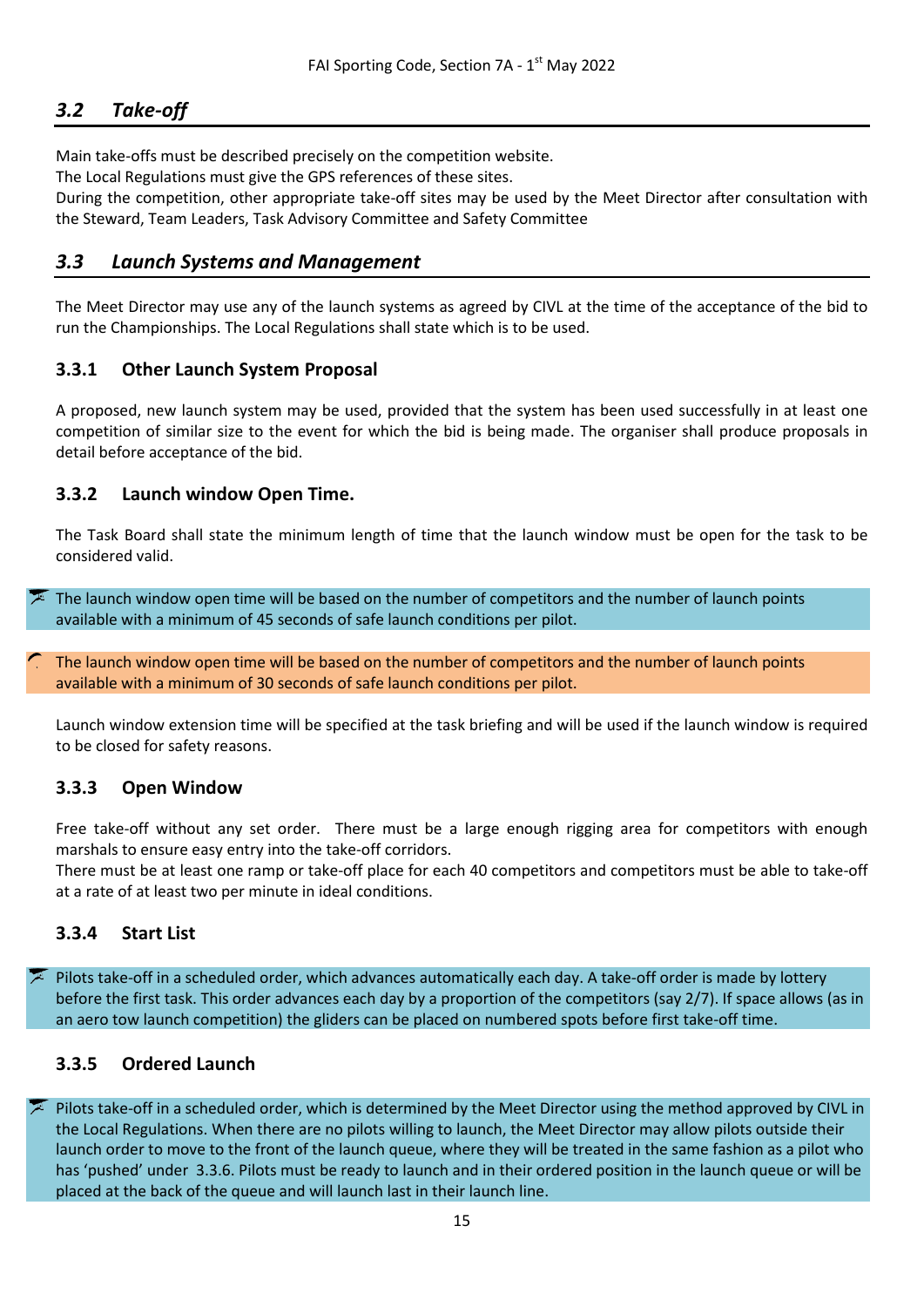## 3.2 Take-off

Main take-offs must be described precisely on the competition website.
The Local Regulations must give the GPS references of these sites.
During the competition, other appropriate take-off sites may be used by the Meet Director after consultation with the Steward, Team Leaders, Task Advisory Committee and Safety Committee

## 3.3 Launch Systems and Management

The Meet Director may use any of the launch systems as agreed by CIVL at the time of the acceptance of the bid to run the Championships. The Local Regulations shall state which is to be used.

### 3.3.1 Other Launch System Proposal

A proposed, new launch system may be used, provided that the system has been used successfully in at least one competition of similar size to the event for which the bid is being made. The organiser shall produce proposals in detail before acceptance of the bid.

### 3.3.2 Launch window Open Time.

The Task Board shall state the minimum length of time that the launch window must be open for the task to be considered valid.

The launch window open time will be based on the number of competitors and the number of launch points available with a minimum of 45 seconds of safe launch conditions per pilot.

The launch window open time will be based on the number of competitors and the number of launch points available with a minimum of 30 seconds of safe launch conditions per pilot.

Launch window extension time will be specified at the task briefing and will be used if the launch window is required to be closed for safety reasons.

### 3.3.3 Open Window

Free take-off without any set order. There must be a large enough rigging area for competitors with enough marshals to ensure easy entry into the take-off corridors.
There must be at least one ramp or take-off place for each 40 competitors and competitors must be able to take-off at a rate of at least two per minute in ideal conditions.

### 3.3.4 Start List

Pilots take-off in a scheduled order, which advances automatically each day. A take-off order is made by lottery before the first task. This order advances each day by a proportion of the competitors (say 2/7). If space allows (as in an aero tow launch competition) the gliders can be placed on numbered spots before first take-off time.

### 3.3.5 Ordered Launch

Pilots take-off in a scheduled order, which is determined by the Meet Director using the method approved by CIVL in the Local Regulations. When there are no pilots willing to launch, the Meet Director may allow pilots outside their launch order to move to the front of the launch queue, where they will be treated in the same fashion as a pilot who has 'pushed' under 3.3.6. Pilots must be ready to launch and in their ordered position in the launch queue or will be placed at the back of the queue and will launch last in their launch line.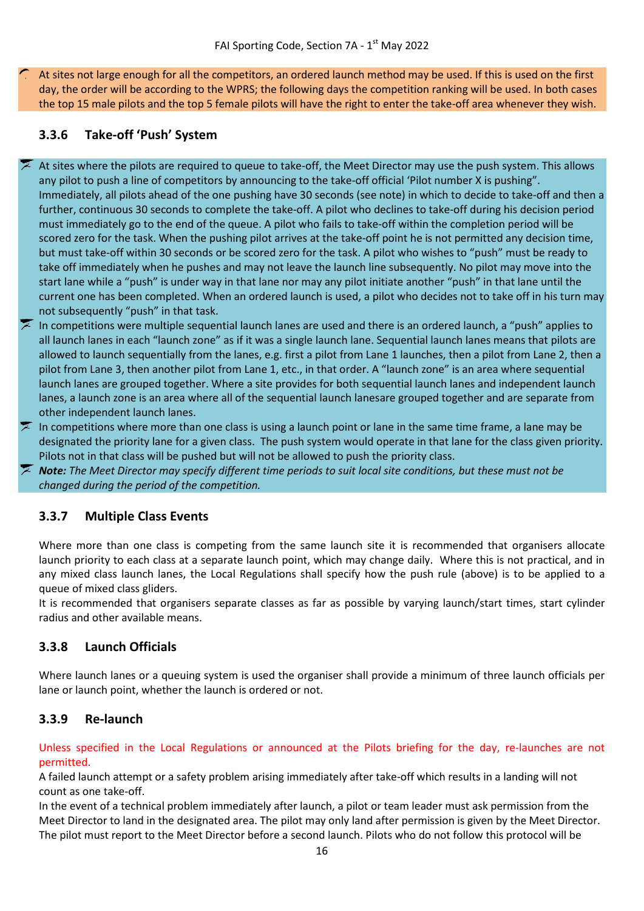At sites not large enough for all the competitors, an ordered launch method may be used. If this is used on the first day, the order will be according to the WPRS; the following days the competition ranking will be used. In both cases the top 15 male pilots and the top 5 female pilots will have the right to enter the take-off area whenever they wish.

### 3.3.6 Take-off 'Push' System

At sites where the pilots are required to queue to take-off, the Meet Director may use the push system. This allows any pilot to push a line of competitors by announcing to the take-off official 'Pilot number X is pushing". Immediately, all pilots ahead of the one pushing have 30 seconds (see note) in which to decide to take-off and then a further, continuous 30 seconds to complete the take-off. A pilot who declines to take-off during his decision period must immediately go to the end of the queue. A pilot who fails to take-off within the completion period will be scored zero for the task. When the pushing pilot arrives at the take-off point he is not permitted any decision time, but must take-off within 30 seconds or be scored zero for the task. A pilot who wishes to "push" must be ready to take off immediately when he pushes and may not leave the launch line subsequently. No pilot may move into the start lane while a "push" is under way in that lane nor may any pilot initiate another "push" in that lane until the current one has been completed. When an ordered launch is used, a pilot who decides not to take off in his turn may not subsequently "push" in that task.

In competitions were multiple sequential launch lanes are used and there is an ordered launch, a "push" applies to all launch lanes in each "launch zone" as if it was a single launch lane. Sequential launch lanes means that pilots are allowed to launch sequentially from the lanes, e.g. first a pilot from Lane 1 launches, then a pilot from Lane 2, then a pilot from Lane 3, then another pilot from Lane 1, etc., in that order. A "launch zone" is an area where sequential launch lanes are grouped together. Where a site provides for both sequential launch lanes and independent launch lanes, a launch zone is an area where all of the sequential launch lanesare grouped together and are separate from other independent launch lanes.

In competitions where more than one class is using a launch point or lane in the same time frame, a lane may be designated the priority lane for a given class. The push system would operate in that lane for the class given priority. Pilots not in that class will be pushed but will not be allowed to push the priority class.

***Note:*** *The Meet Director may specify different time periods to suit local site conditions, but these must not be changed during the period of the competition.*

### 3.3.7 Multiple Class Events

Where more than one class is competing from the same launch site it is recommended that organisers allocate launch priority to each class at a separate launch point, which may change daily. Where this is not practical, and in any mixed class launch lanes, the Local Regulations shall specify how the push rule (above) is to be applied to a queue of mixed class gliders.

It is recommended that organisers separate classes as far as possible by varying launch/start times, start cylinder radius and other available means.

### 3.3.8 Launch Officials

Where launch lanes or a queuing system is used the organiser shall provide a minimum of three launch officials per lane or launch point, whether the launch is ordered or not.

### 3.3.9 Re-launch

Unless specified in the Local Regulations or announced at the Pilots briefing for the day, re-launches are not permitted.

A failed launch attempt or a safety problem arising immediately after take-off which results in a landing will not count as one take-off.

In the event of a technical problem immediately after launch, a pilot or team leader must ask permission from the Meet Director to land in the designated area. The pilot may only land after permission is given by the Meet Director. The pilot must report to the Meet Director before a second launch. Pilots who do not follow this protocol will be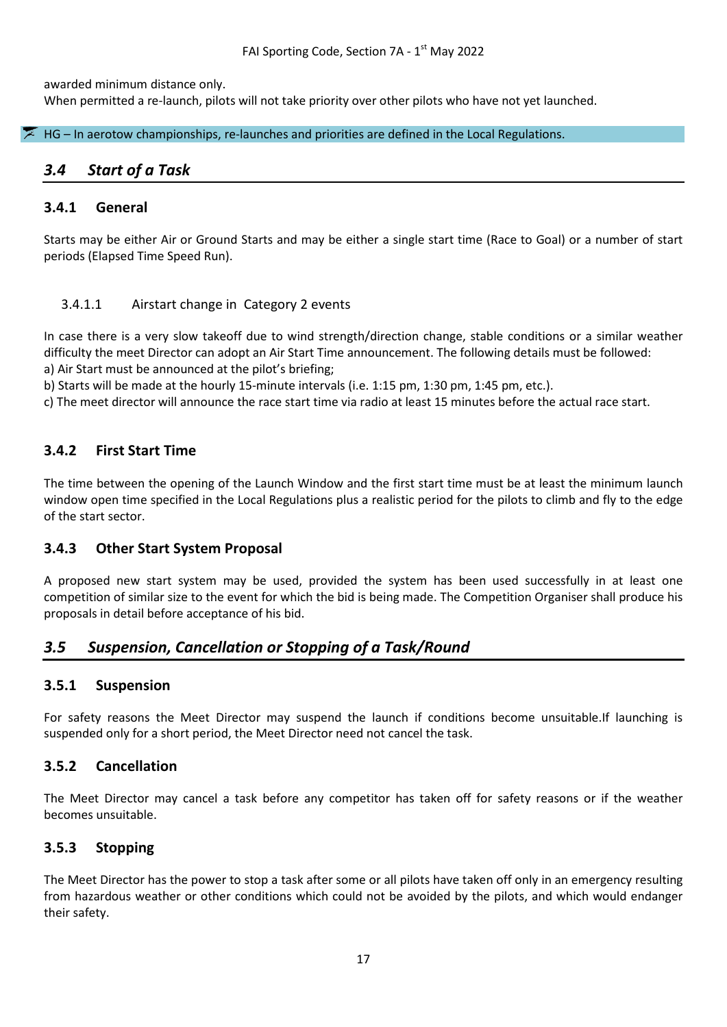awarded minimum distance only.
When permitted a re-launch, pilots will not take priority over other pilots who have not yet launched.

HG – In aerotow championships, re-launches and priorities are defined in the Local Regulations.

## *3.4 Start of a Task*

### 3.4.1 General

Starts may be either Air or Ground Starts and may be either a single start time (Race to Goal) or a number of start periods (Elapsed Time Speed Run).

#### 3.4.1.1 Airstart change in Category 2 events

In case there is a very slow takeoff due to wind strength/direction change, stable conditions or a similar weather difficulty the meet Director can adopt an Air Start Time announcement. The following details must be followed:
a) Air Start must be announced at the pilot's briefing;
b) Starts will be made at the hourly 15-minute intervals (i.e. 1:15 pm, 1:30 pm, 1:45 pm, etc.).
c) The meet director will announce the race start time via radio at least 15 minutes before the actual race start.

### 3.4.2 First Start Time

The time between the opening of the Launch Window and the first start time must be at least the minimum launch window open time specified in the Local Regulations plus a realistic period for the pilots to climb and fly to the edge of the start sector.

### 3.4.3 Other Start System Proposal

A proposed new start system may be used, provided the system has been used successfully in at least one competition of similar size to the event for which the bid is being made. The Competition Organiser shall produce his proposals in detail before acceptance of his bid.

## *3.5 Suspension, Cancellation or Stopping of a Task/Round*

### 3.5.1 Suspension

For safety reasons the Meet Director may suspend the launch if conditions become unsuitable.If launching is suspended only for a short period, the Meet Director need not cancel the task.

### 3.5.2 Cancellation

The Meet Director may cancel a task before any competitor has taken off for safety reasons or if the weather becomes unsuitable.

### 3.5.3 Stopping

The Meet Director has the power to stop a task after some or all pilots have taken off only in an emergency resulting from hazardous weather or other conditions which could not be avoided by the pilots, and which would endanger their safety.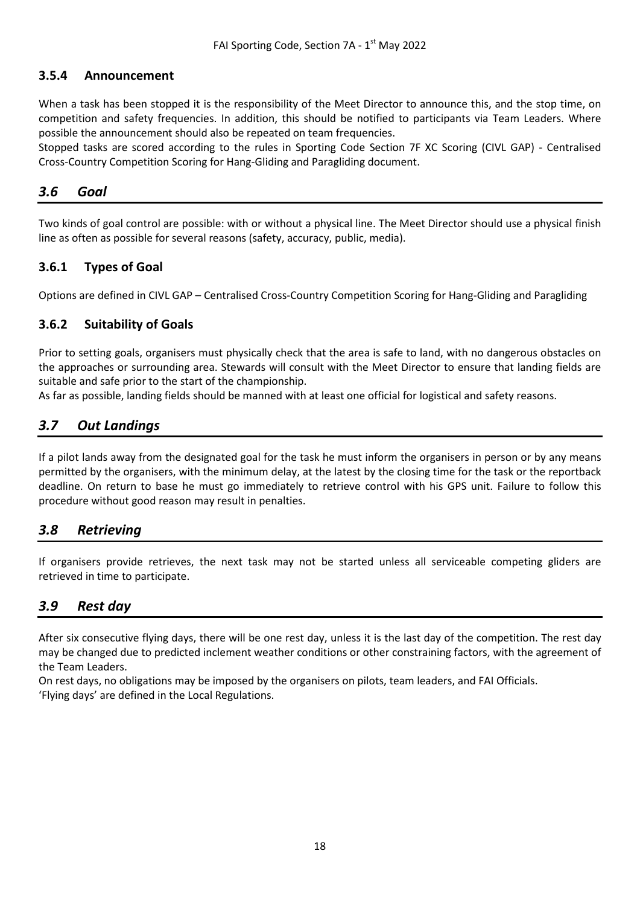### 3.5.4 Announcement

When a task has been stopped it is the responsibility of the Meet Director to announce this, and the stop time, on competition and safety frequencies. In addition, this should be notified to participants via Team Leaders. Where possible the announcement should also be repeated on team frequencies.

Stopped tasks are scored according to the rules in Sporting Code Section 7F XC Scoring (CIVL GAP) - Centralised Cross-Country Competition Scoring for Hang-Gliding and Paragliding document.

## *3.6 Goal*

Two kinds of goal control are possible: with or without a physical line. The Meet Director should use a physical finish line as often as possible for several reasons (safety, accuracy, public, media).

### 3.6.1 Types of Goal

Options are defined in CIVL GAP – Centralised Cross-Country Competition Scoring for Hang-Gliding and Paragliding

### 3.6.2 Suitability of Goals

Prior to setting goals, organisers must physically check that the area is safe to land, with no dangerous obstacles on the approaches or surrounding area. Stewards will consult with the Meet Director to ensure that landing fields are suitable and safe prior to the start of the championship.

As far as possible, landing fields should be manned with at least one official for logistical and safety reasons.

## *3.7 Out Landings*

If a pilot lands away from the designated goal for the task he must inform the organisers in person or by any means permitted by the organisers, with the minimum delay, at the latest by the closing time for the task or the reportback deadline. On return to base he must go immediately to retrieve control with his GPS unit. Failure to follow this procedure without good reason may result in penalties.

## *3.8 Retrieving*

If organisers provide retrieves, the next task may not be started unless all serviceable competing gliders are retrieved in time to participate.

## *3.9 Rest day*

After six consecutive flying days, there will be one rest day, unless it is the last day of the competition. The rest day may be changed due to predicted inclement weather conditions or other constraining factors, with the agreement of the Team Leaders.

On rest days, no obligations may be imposed by the organisers on pilots, team leaders, and FAI Officials.

'Flying days' are defined in the Local Regulations.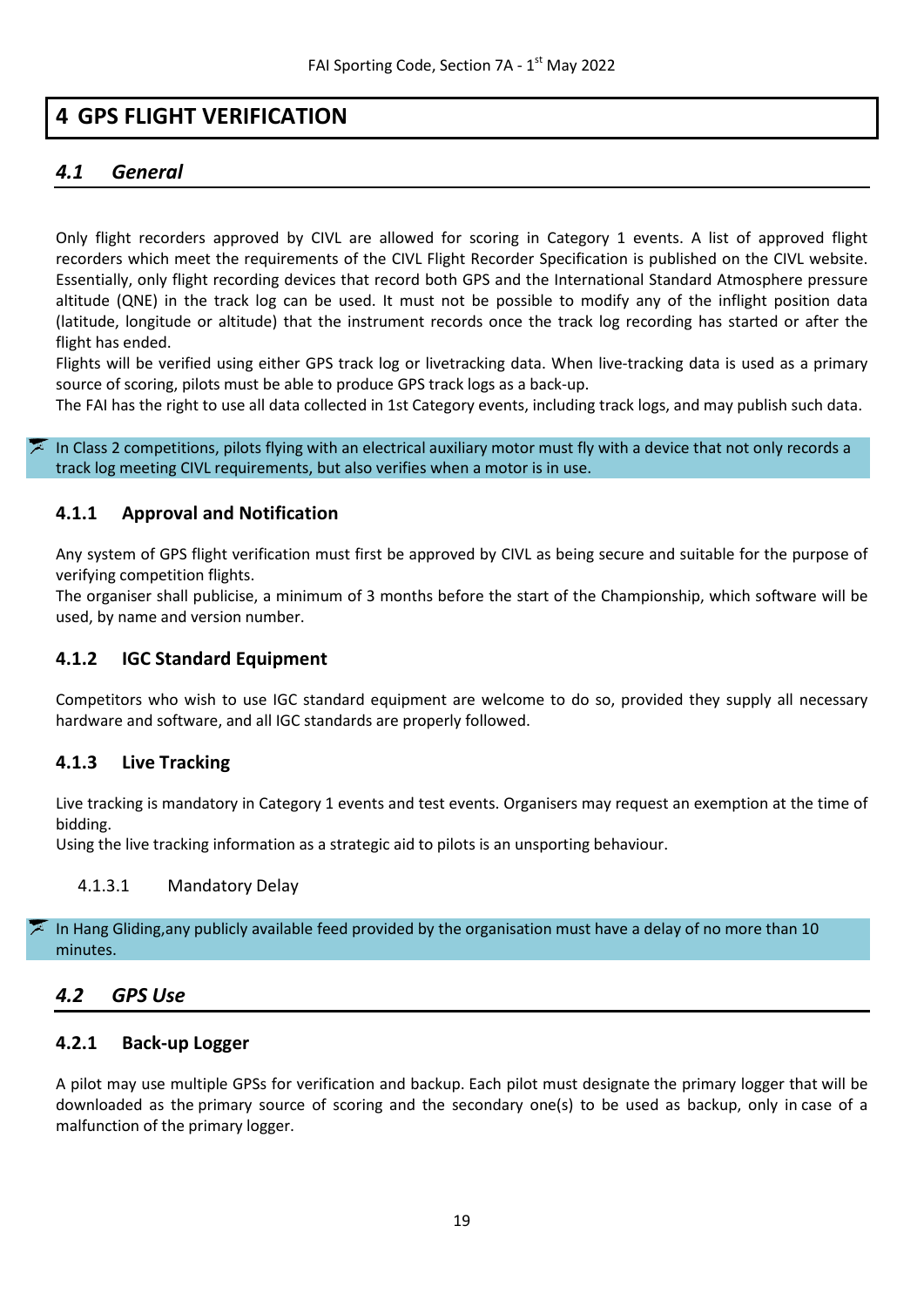# 4 GPS FLIGHT VERIFICATION

## *4.1 General*

Only flight recorders approved by CIVL are allowed for scoring in Category 1 events. A list of approved flight recorders which meet the requirements of the CIVL Flight Recorder Specification is published on the CIVL website. Essentially, only flight recording devices that record both GPS and the International Standard Atmosphere pressure altitude (QNE) in the track log can be used. It must not be possible to modify any of the inflight position data (latitude, longitude or altitude) that the instrument records once the track log recording has started or after the flight has ended.
Flights will be verified using either GPS track log or livetracking data. When live-tracking data is used as a primary source of scoring, pilots must be able to produce GPS track logs as a back-up.
The FAI has the right to use all data collected in 1st Category events, including track logs, and may publish such data.

In Class 2 competitions, pilots flying with an electrical auxiliary motor must fly with a device that not only records a track log meeting CIVL requirements, but also verifies when a motor is in use.

### 4.1.1 Approval and Notification

Any system of GPS flight verification must first be approved by CIVL as being secure and suitable for the purpose of verifying competition flights.
The organiser shall publicise, a minimum of 3 months before the start of the Championship, which software will be used, by name and version number.

### 4.1.2 IGC Standard Equipment

Competitors who wish to use IGC standard equipment are welcome to do so, provided they supply all necessary hardware and software, and all IGC standards are properly followed.

### 4.1.3 Live Tracking

Live tracking is mandatory in Category 1 events and test events. Organisers may request an exemption at the time of bidding.
Using the live tracking information as a strategic aid to pilots is an unsporting behaviour.

#### 4.1.3.1 Mandatory Delay

In Hang Gliding,any publicly available feed provided by the organisation must have a delay of no more than 10 minutes.

## *4.2 GPS Use*

### 4.2.1 Back-up Logger

A pilot may use multiple GPSs for verification and backup. Each pilot must designate the primary logger that will be downloaded as the primary source of scoring and the secondary one(s) to be used as backup, only in case of a malfunction of the primary logger.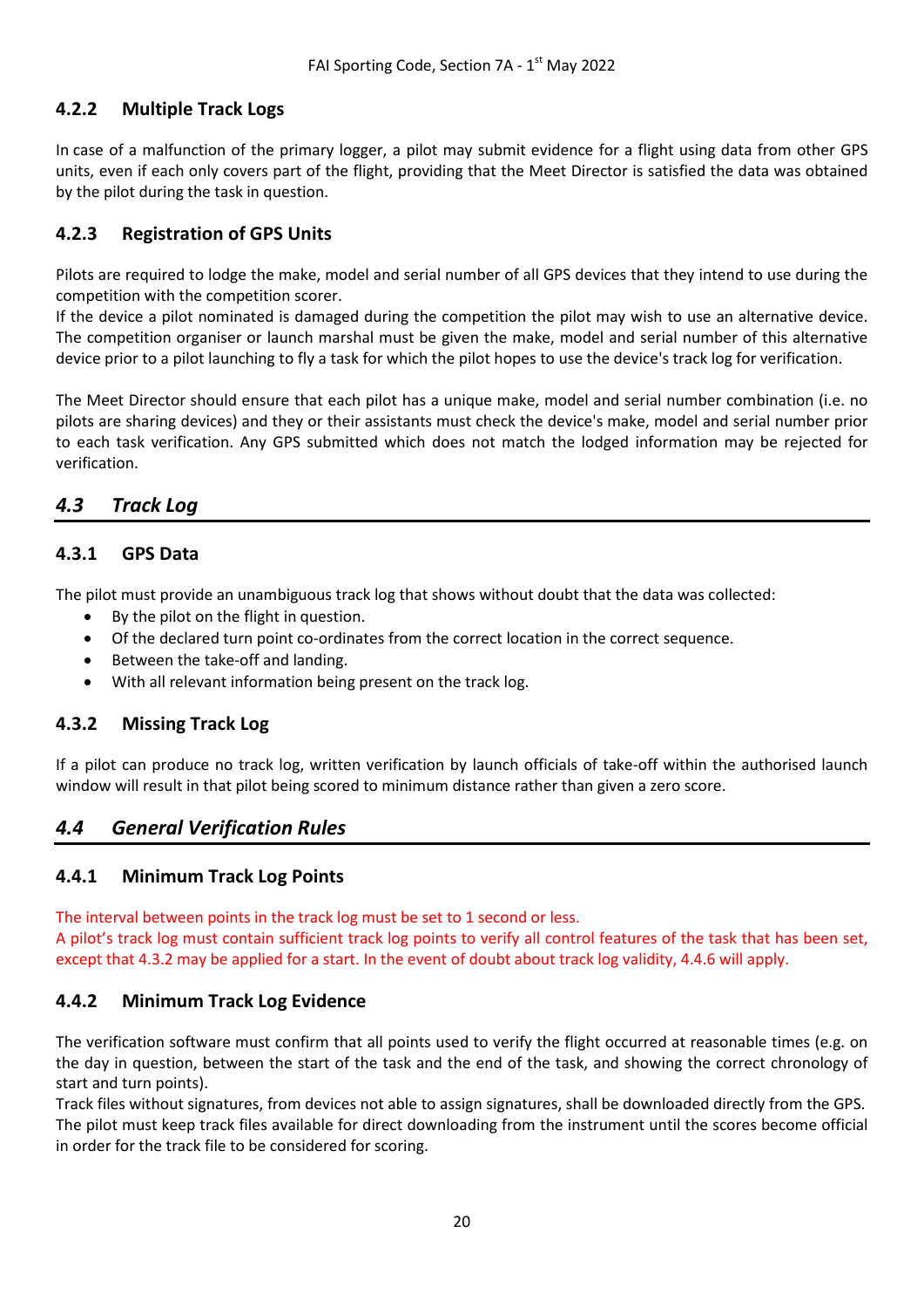### 4.2.2 Multiple Track Logs

In case of a malfunction of the primary logger, a pilot may submit evidence for a flight using data from other GPS units, even if each only covers part of the flight, providing that the Meet Director is satisfied the data was obtained by the pilot during the task in question.

### 4.2.3 Registration of GPS Units

Pilots are required to lodge the make, model and serial number of all GPS devices that they intend to use during the competition with the competition scorer.
If the device a pilot nominated is damaged during the competition the pilot may wish to use an alternative device. The competition organiser or launch marshal must be given the make, model and serial number of this alternative device prior to a pilot launching to fly a task for which the pilot hopes to use the device's track log for verification.

The Meet Director should ensure that each pilot has a unique make, model and serial number combination (i.e. no pilots are sharing devices) and they or their assistants must check the device's make, model and serial number prior to each task verification. Any GPS submitted which does not match the lodged information may be rejected for verification.

## *4.3 Track Log*

### 4.3.1 GPS Data

The pilot must provide an unambiguous track log that shows without doubt that the data was collected:

- By the pilot on the flight in question.
- Of the declared turn point co-ordinates from the correct location in the correct sequence.
- Between the take-off and landing.
- With all relevant information being present on the track log.

### 4.3.2 Missing Track Log

If a pilot can produce no track log, written verification by launch officials of take-off within the authorised launch window will result in that pilot being scored to minimum distance rather than given a zero score.

## *4.4 General Verification Rules*

### 4.4.1 Minimum Track Log Points

The interval between points in the track log must be set to 1 second or less.
A pilot's track log must contain sufficient track log points to verify all control features of the task that has been set, except that 4.3.2 may be applied for a start. In the event of doubt about track log validity, 4.4.6 will apply.

### 4.4.2 Minimum Track Log Evidence

The verification software must confirm that all points used to verify the flight occurred at reasonable times (e.g. on the day in question, between the start of the task and the end of the task, and showing the correct chronology of start and turn points).
Track files without signatures, from devices not able to assign signatures, shall be downloaded directly from the GPS. The pilot must keep track files available for direct downloading from the instrument until the scores become official in order for the track file to be considered for scoring.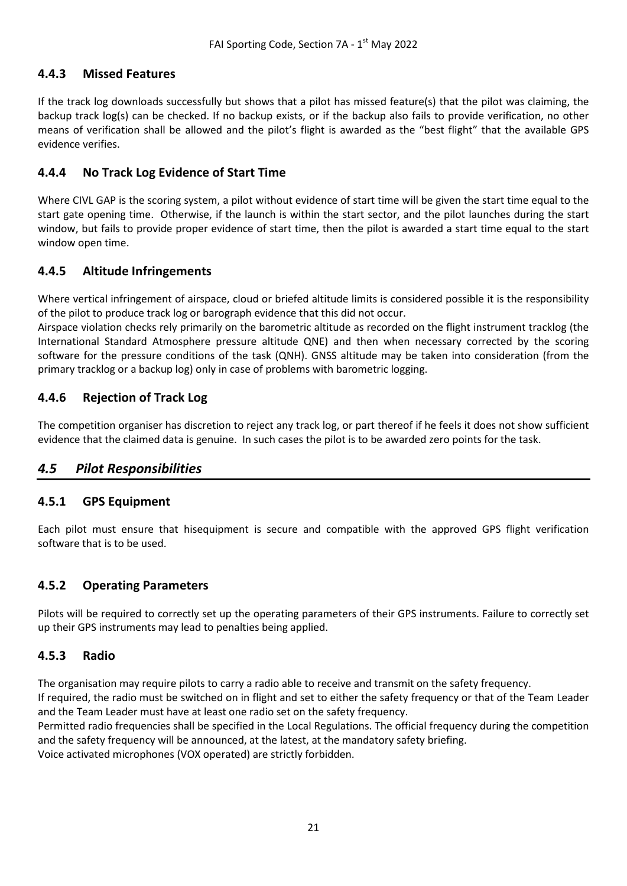### 4.4.3 Missed Features

If the track log downloads successfully but shows that a pilot has missed feature(s) that the pilot was claiming, the backup track log(s) can be checked. If no backup exists, or if the backup also fails to provide verification, no other means of verification shall be allowed and the pilot's flight is awarded as the "best flight" that the available GPS evidence verifies.

### 4.4.4 No Track Log Evidence of Start Time

Where CIVL GAP is the scoring system, a pilot without evidence of start time will be given the start time equal to the start gate opening time. Otherwise, if the launch is within the start sector, and the pilot launches during the start window, but fails to provide proper evidence of start time, then the pilot is awarded a start time equal to the start window open time.

### 4.4.5 Altitude Infringements

Where vertical infringement of airspace, cloud or briefed altitude limits is considered possible it is the responsibility of the pilot to produce track log or barograph evidence that this did not occur.
Airspace violation checks rely primarily on the barometric altitude as recorded on the flight instrument tracklog (the International Standard Atmosphere pressure altitude QNE) and then when necessary corrected by the scoring software for the pressure conditions of the task (QNH). GNSS altitude may be taken into consideration (from the primary tracklog or a backup log) only in case of problems with barometric logging.

### 4.4.6 Rejection of Track Log

The competition organiser has discretion to reject any track log, or part thereof if he feels it does not show sufficient evidence that the claimed data is genuine. In such cases the pilot is to be awarded zero points for the task.

## *4.5 Pilot Responsibilities*

### 4.5.1 GPS Equipment

Each pilot must ensure that hisequipment is secure and compatible with the approved GPS flight verification software that is to be used.

### 4.5.2 Operating Parameters

Pilots will be required to correctly set up the operating parameters of their GPS instruments. Failure to correctly set up their GPS instruments may lead to penalties being applied.

### 4.5.3 Radio

The organisation may require pilots to carry a radio able to receive and transmit on the safety frequency.
If required, the radio must be switched on in flight and set to either the safety frequency or that of the Team Leader and the Team Leader must have at least one radio set on the safety frequency.
Permitted radio frequencies shall be specified in the Local Regulations. The official frequency during the competition and the safety frequency will be announced, at the latest, at the mandatory safety briefing.
Voice activated microphones (VOX operated) are strictly forbidden.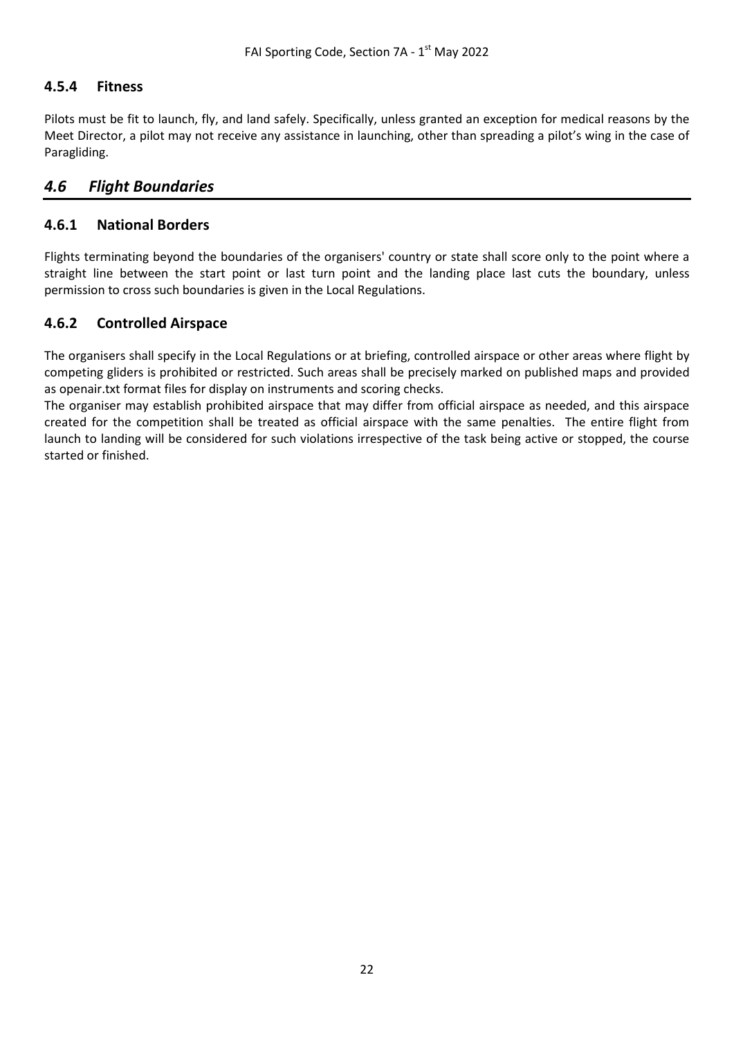### 4.5.4 Fitness

Pilots must be fit to launch, fly, and land safely. Specifically, unless granted an exception for medical reasons by the Meet Director, a pilot may not receive any assistance in launching, other than spreading a pilot's wing in the case of Paragliding.

## *4.6 Flight Boundaries*

### 4.6.1 National Borders

Flights terminating beyond the boundaries of the organisers' country or state shall score only to the point where a straight line between the start point or last turn point and the landing place last cuts the boundary, unless permission to cross such boundaries is given in the Local Regulations.

### 4.6.2 Controlled Airspace

The organisers shall specify in the Local Regulations or at briefing, controlled airspace or other areas where flight by competing gliders is prohibited or restricted. Such areas shall be precisely marked on published maps and provided as openair.txt format files for display on instruments and scoring checks.

The organiser may establish prohibited airspace that may differ from official airspace as needed, and this airspace created for the competition shall be treated as official airspace with the same penalties. The entire flight from launch to landing will be considered for such violations irrespective of the task being active or stopped, the course started or finished.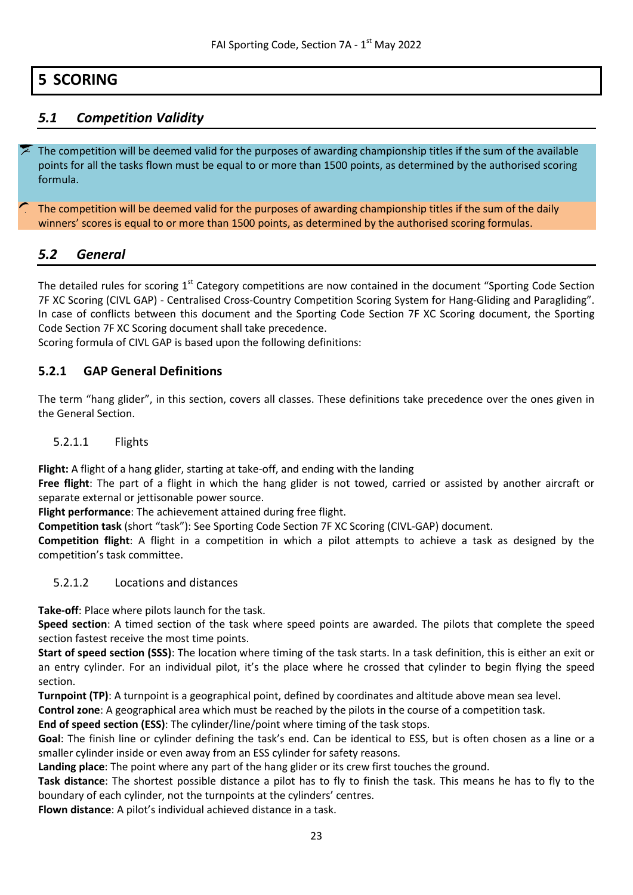# 5 SCORING

## 5.1 Competition Validity

The competition will be deemed valid for the purposes of awarding championship titles if the sum of the available points for all the tasks flown must be equal to or more than 1500 points, as determined by the authorised scoring formula.

The competition will be deemed valid for the purposes of awarding championship titles if the sum of the daily winners' scores is equal to or more than 1500 points, as determined by the authorised scoring formulas.

## 5.2 General

The detailed rules for scoring 1st Category competitions are now contained in the document "Sporting Code Section 7F XC Scoring (CIVL GAP) - Centralised Cross-Country Competition Scoring System for Hang-Gliding and Paragliding". In case of conflicts between this document and the Sporting Code Section 7F XC Scoring document, the Sporting Code Section 7F XC Scoring document shall take precedence.

Scoring formula of CIVL GAP is based upon the following definitions:

### 5.2.1 GAP General Definitions

The term "hang glider", in this section, covers all classes. These definitions take precedence over the ones given in the General Section.

#### 5.2.1.1 Flights

**Flight:** A flight of a hang glider, starting at take-off, and ending with the landing

**Free flight**: The part of a flight in which the hang glider is not towed, carried or assisted by another aircraft or separate external or jettisonable power source.

**Flight performance**: The achievement attained during free flight.

**Competition task** (short "task"): See Sporting Code Section 7F XC Scoring (CIVL-GAP) document.

**Competition flight**: A flight in a competition in which a pilot attempts to achieve a task as designed by the competition's task committee.

#### 5.2.1.2 Locations and distances

**Take-off**: Place where pilots launch for the task.

**Speed section**: A timed section of the task where speed points are awarded. The pilots that complete the speed section fastest receive the most time points.

**Start of speed section (SSS)**: The location where timing of the task starts. In a task definition, this is either an exit or an entry cylinder. For an individual pilot, it's the place where he crossed that cylinder to begin flying the speed section.

**Turnpoint (TP)**: A turnpoint is a geographical point, defined by coordinates and altitude above mean sea level.

**Control zone**: A geographical area which must be reached by the pilots in the course of a competition task.

**End of speed section (ESS)**: The cylinder/line/point where timing of the task stops.

**Goal**: The finish line or cylinder defining the task's end. Can be identical to ESS, but is often chosen as a line or a smaller cylinder inside or even away from an ESS cylinder for safety reasons.

**Landing place**: The point where any part of the hang glider or its crew first touches the ground.

**Task distance**: The shortest possible distance a pilot has to fly to finish the task. This means he has to fly to the boundary of each cylinder, not the turnpoints at the cylinders' centres.

**Flown distance**: A pilot's individual achieved distance in a task.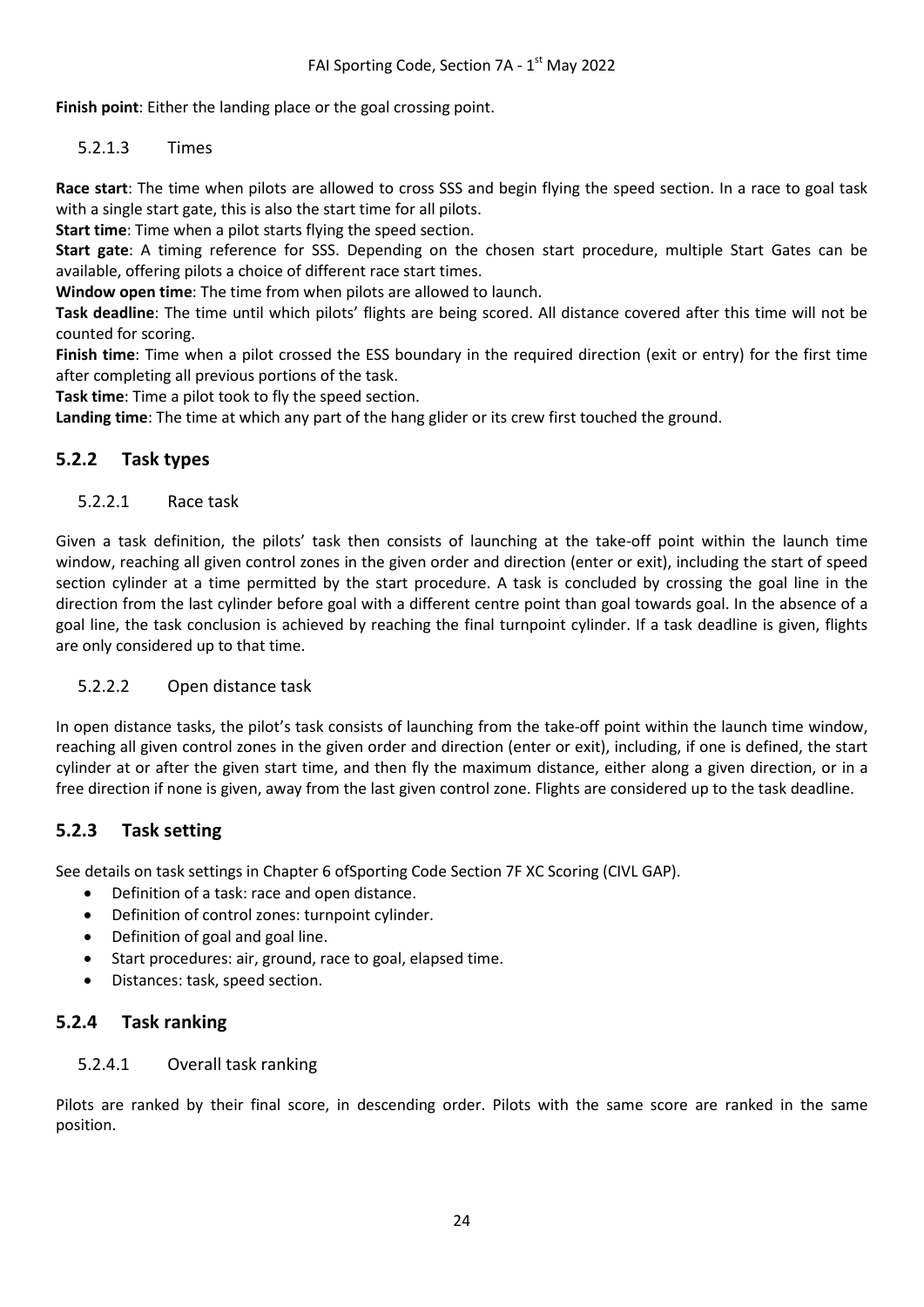**Finish point**: Either the landing place or the goal crossing point.

#### 5.2.1.3 Times

**Race start**: The time when pilots are allowed to cross SSS and begin flying the speed section. In a race to goal task with a single start gate, this is also the start time for all pilots.

**Start time**: Time when a pilot starts flying the speed section.

**Start gate**: A timing reference for SSS. Depending on the chosen start procedure, multiple Start Gates can be available, offering pilots a choice of different race start times.

**Window open time**: The time from when pilots are allowed to launch.

**Task deadline**: The time until which pilots' flights are being scored. All distance covered after this time will not be counted for scoring.

**Finish time**: Time when a pilot crossed the ESS boundary in the required direction (exit or entry) for the first time after completing all previous portions of the task.

**Task time**: Time a pilot took to fly the speed section.

**Landing time**: The time at which any part of the hang glider or its crew first touched the ground.

### 5.2.2 Task types

#### 5.2.2.1 Race task

Given a task definition, the pilots' task then consists of launching at the take-off point within the launch time window, reaching all given control zones in the given order and direction (enter or exit), including the start of speed section cylinder at a time permitted by the start procedure. A task is concluded by crossing the goal line in the direction from the last cylinder before goal with a different centre point than goal towards goal. In the absence of a goal line, the task conclusion is achieved by reaching the final turnpoint cylinder. If a task deadline is given, flights are only considered up to that time.

#### 5.2.2.2 Open distance task

In open distance tasks, the pilot's task consists of launching from the take-off point within the launch time window, reaching all given control zones in the given order and direction (enter or exit), including, if one is defined, the start cylinder at or after the given start time, and then fly the maximum distance, either along a given direction, or in a free direction if none is given, away from the last given control zone. Flights are considered up to the task deadline.

### 5.2.3 Task setting

See details on task settings in Chapter 6 ofSporting Code Section 7F XC Scoring (CIVL GAP).

- Definition of a task: race and open distance.
- Definition of control zones: turnpoint cylinder.
- Definition of goal and goal line.
- Start procedures: air, ground, race to goal, elapsed time.
- Distances: task, speed section.

### 5.2.4 Task ranking

#### 5.2.4.1 Overall task ranking

Pilots are ranked by their final score, in descending order. Pilots with the same score are ranked in the same position.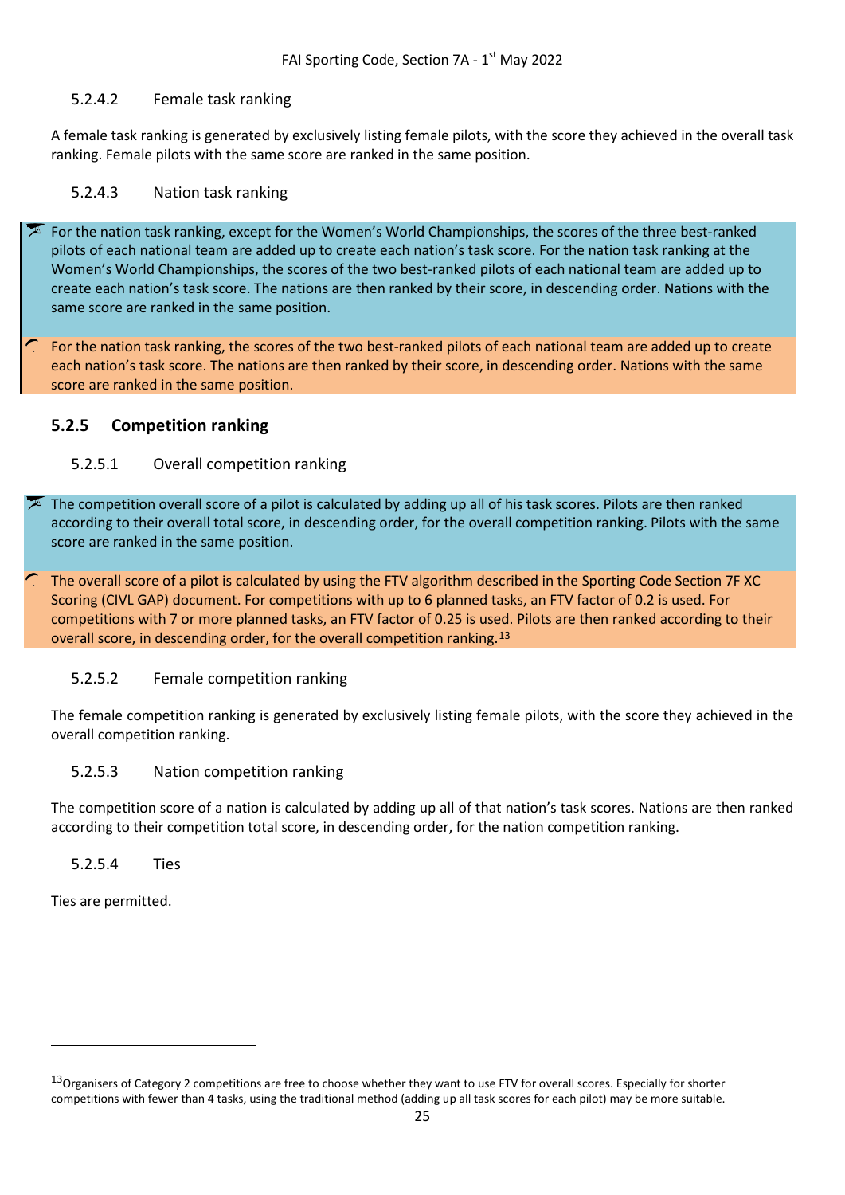#### 5.2.4.2 Female task ranking

A female task ranking is generated by exclusively listing female pilots, with the score they achieved in the overall task ranking. Female pilots with the same score are ranked in the same position.

#### 5.2.4.3 Nation task ranking

For the nation task ranking, except for the Women's World Championships, the scores of the three best-ranked pilots of each national team are added up to create each nation's task score. For the nation task ranking at the Women's World Championships, the scores of the two best-ranked pilots of each national team are added up to create each nation's task score. The nations are then ranked by their score, in descending order. Nations with the same score are ranked in the same position.

For the nation task ranking, the scores of the two best-ranked pilots of each national team are added up to create each nation's task score. The nations are then ranked by their score, in descending order. Nations with the same score are ranked in the same position.

### 5.2.5 Competition ranking

#### 5.2.5.1 Overall competition ranking

The competition overall score of a pilot is calculated by adding up all of his task scores. Pilots are then ranked according to their overall total score, in descending order, for the overall competition ranking. Pilots with the same score are ranked in the same position.

The overall score of a pilot is calculated by using the FTV algorithm described in the Sporting Code Section 7F XC Scoring (CIVL GAP) document. For competitions with up to 6 planned tasks, an FTV factor of 0.2 is used. For competitions with 7 or more planned tasks, an FTV factor of 0.25 is used. Pilots are then ranked according to their overall score, in descending order, for the overall competition ranking.[13]

#### 5.2.5.2 Female competition ranking

The female competition ranking is generated by exclusively listing female pilots, with the score they achieved in the overall competition ranking.

#### 5.2.5.3 Nation competition ranking

The competition score of a nation is calculated by adding up all of that nation's task scores. Nations are then ranked according to their competition total score, in descending order, for the nation competition ranking.

#### 5.2.5.4 Ties

Ties are permitted.

---

[13] Organisers of Category 2 competitions are free to choose whether they want to use FTV for overall scores. Especially for shorter competitions with fewer than 4 tasks, using the traditional method (adding up all task scores for each pilot) may be more suitable.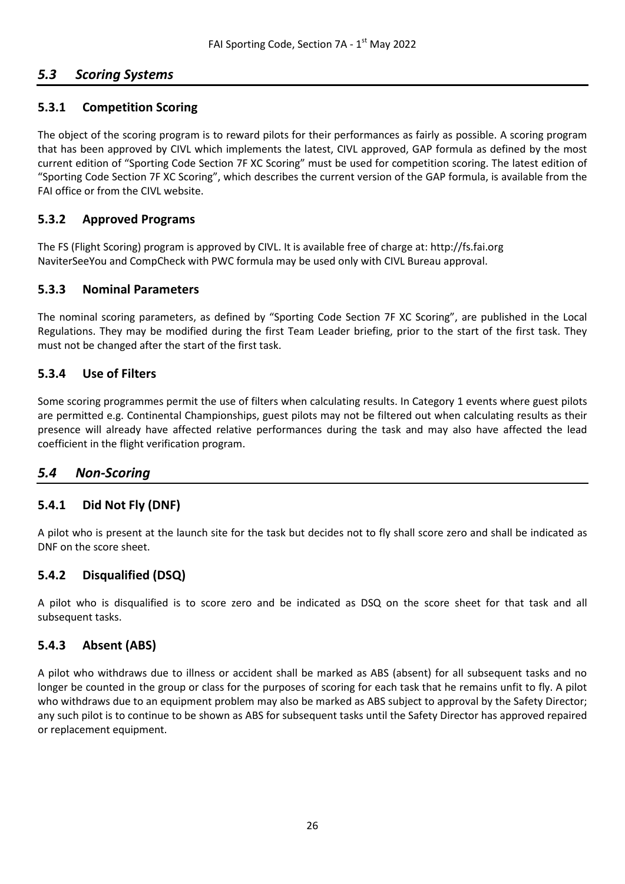## *5.3 Scoring Systems*

### 5.3.1 Competition Scoring

The object of the scoring program is to reward pilots for their performances as fairly as possible. A scoring program that has been approved by CIVL which implements the latest, CIVL approved, GAP formula as defined by the most current edition of "Sporting Code Section 7F XC Scoring" must be used for competition scoring. The latest edition of "Sporting Code Section 7F XC Scoring", which describes the current version of the GAP formula, is available from the FAI office or from the CIVL website.

### 5.3.2 Approved Programs

The FS (Flight Scoring) program is approved by CIVL. It is available free of charge at: http://fs.fai.org
NaviterSeeYou and CompCheck with PWC formula may be used only with CIVL Bureau approval.

### 5.3.3 Nominal Parameters

The nominal scoring parameters, as defined by "Sporting Code Section 7F XC Scoring", are published in the Local Regulations. They may be modified during the first Team Leader briefing, prior to the start of the first task. They must not be changed after the start of the first task.

### 5.3.4 Use of Filters

Some scoring programmes permit the use of filters when calculating results. In Category 1 events where guest pilots are permitted e.g. Continental Championships, guest pilots may not be filtered out when calculating results as their presence will already have affected relative performances during the task and may also have affected the lead coefficient in the flight verification program.

## *5.4 Non-Scoring*

### 5.4.1 Did Not Fly (DNF)

A pilot who is present at the launch site for the task but decides not to fly shall score zero and shall be indicated as DNF on the score sheet.

### 5.4.2 Disqualified (DSQ)

A pilot who is disqualified is to score zero and be indicated as DSQ on the score sheet for that task and all subsequent tasks.

### 5.4.3 Absent (ABS)

A pilot who withdraws due to illness or accident shall be marked as ABS (absent) for all subsequent tasks and no longer be counted in the group or class for the purposes of scoring for each task that he remains unfit to fly. A pilot who withdraws due to an equipment problem may also be marked as ABS subject to approval by the Safety Director; any such pilot is to continue to be shown as ABS for subsequent tasks until the Safety Director has approved repaired or replacement equipment.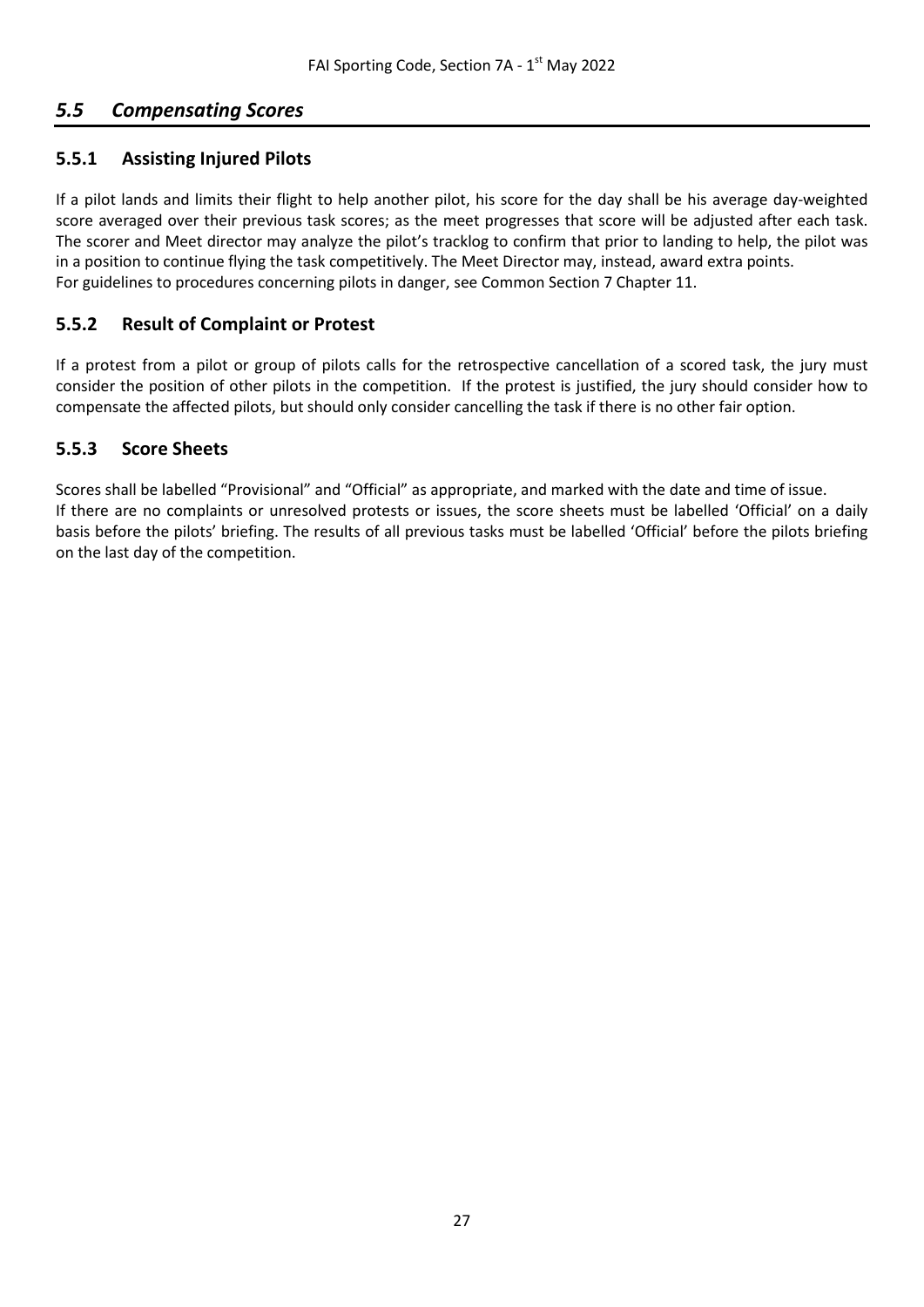## *5.5 Compensating Scores*

### 5.5.1 Assisting Injured Pilots

If a pilot lands and limits their flight to help another pilot, his score for the day shall be his average day-weighted score averaged over their previous task scores; as the meet progresses that score will be adjusted after each task. The scorer and Meet director may analyze the pilot's tracklog to confirm that prior to landing to help, the pilot was in a position to continue flying the task competitively. The Meet Director may, instead, award extra points.
For guidelines to procedures concerning pilots in danger, see Common Section 7 Chapter 11.

### 5.5.2 Result of Complaint or Protest

If a protest from a pilot or group of pilots calls for the retrospective cancellation of a scored task, the jury must consider the position of other pilots in the competition. If the protest is justified, the jury should consider how to compensate the affected pilots, but should only consider cancelling the task if there is no other fair option.

### 5.5.3 Score Sheets

Scores shall be labelled "Provisional" and "Official" as appropriate, and marked with the date and time of issue.
If there are no complaints or unresolved protests or issues, the score sheets must be labelled 'Official' on a daily basis before the pilots' briefing. The results of all previous tasks must be labelled 'Official' before the pilots briefing on the last day of the competition.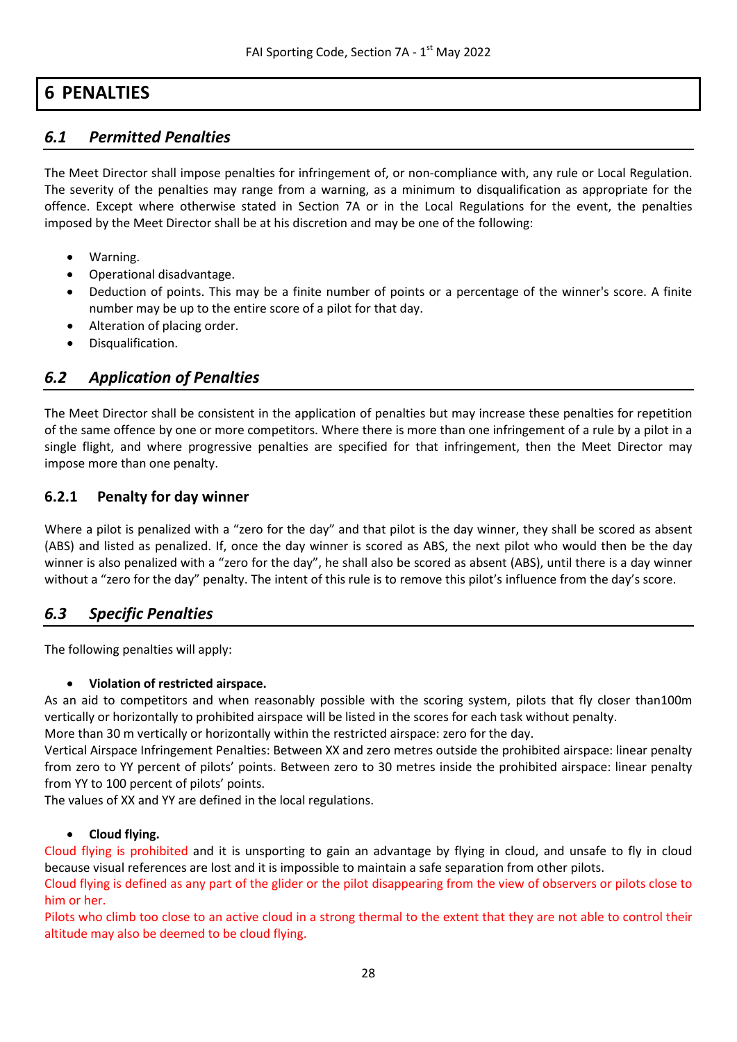# 6 PENALTIES

## 6.1 Permitted Penalties

The Meet Director shall impose penalties for infringement of, or non-compliance with, any rule or Local Regulation. The severity of the penalties may range from a warning, as a minimum to disqualification as appropriate for the offence. Except where otherwise stated in Section 7A or in the Local Regulations for the event, the penalties imposed by the Meet Director shall be at his discretion and may be one of the following:

- Warning.
- Operational disadvantage.
- Deduction of points. This may be a finite number of points or a percentage of the winner's score. A finite number may be up to the entire score of a pilot for that day.
- Alteration of placing order.
- Disqualification.

## 6.2 Application of Penalties

The Meet Director shall be consistent in the application of penalties but may increase these penalties for repetition of the same offence by one or more competitors. Where there is more than one infringement of a rule by a pilot in a single flight, and where progressive penalties are specified for that infringement, then the Meet Director may impose more than one penalty.

### 6.2.1 Penalty for day winner

Where a pilot is penalized with a "zero for the day" and that pilot is the day winner, they shall be scored as absent (ABS) and listed as penalized. If, once the day winner is scored as ABS, the next pilot who would then be the day winner is also penalized with a "zero for the day", he shall also be scored as absent (ABS), until there is a day winner without a "zero for the day" penalty. The intent of this rule is to remove this pilot's influence from the day's score.

## 6.3 Specific Penalties

The following penalties will apply:

- **Violation of restricted airspace.**

As an aid to competitors and when reasonably possible with the scoring system, pilots that fly closer than100m vertically or horizontally to prohibited airspace will be listed in the scores for each task without penalty.
More than 30 m vertically or horizontally within the restricted airspace: zero for the day.
Vertical Airspace Infringement Penalties: Between XX and zero metres outside the prohibited airspace: linear penalty from zero to YY percent of pilots' points. Between zero to 30 metres inside the prohibited airspace: linear penalty from YY to 100 percent of pilots' points.
The values of XX and YY are defined in the local regulations.

- **Cloud flying.**

Cloud flying is prohibited and it is unsporting to gain an advantage by flying in cloud, and unsafe to fly in cloud because visual references are lost and it is impossible to maintain a safe separation from other pilots.
Cloud flying is defined as any part of the glider or the pilot disappearing from the view of observers or pilots close to him or her.
Pilots who climb too close to an active cloud in a strong thermal to the extent that they are not able to control their altitude may also be deemed to be cloud flying.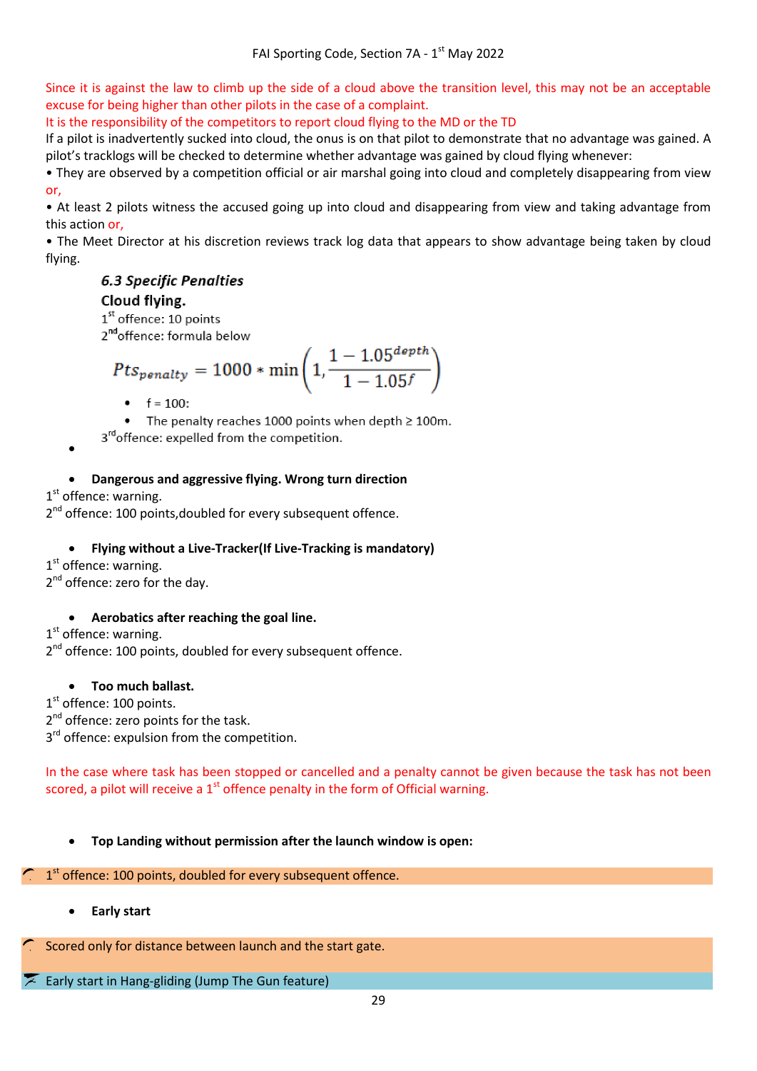Since it is against the law to climb up the side of a cloud above the transition level, this may not be an acceptable excuse for being higher than other pilots in the case of a complaint.
It is the responsibility of the competitors to report cloud flying to the MD or the TD
If a pilot is inadvertently sucked into cloud, the onus is on that pilot to demonstrate that no advantage was gained. A pilot's tracklogs will be checked to determine whether advantage was gained by cloud flying whenever:
• They are observed by a competition official or air marshal going into cloud and completely disappearing from view or,
• At least 2 pilots witness the accused going up into cloud and disappearing from view and taking advantage from this action or,
• The Meet Director at his discretion reviews track log data that appears to show advantage being taken by cloud flying.

### *6.3 Specific Penalties*

**Cloud flying.**

1st offence: 10 points
2nd offence: formula below

$$Pts_{penalty} = 1000 * \min\left(1, \frac{1 - 1.05^{depth}}{1 - 1.05^{f}}\right)$$

- f = 100:
- The penalty reaches 1000 points when depth ≥ 100m.

3rd offence: expelled from the competition.

- **Dangerous and aggressive flying. Wrong turn direction**

1st offence: warning.
2nd offence: 100 points,doubled for every subsequent offence.

- **Flying without a Live-Tracker(If Live-Tracking is mandatory)**

1st offence: warning.
2nd offence: zero for the day.

- **Aerobatics after reaching the goal line.**

1st offence: warning.
2nd offence: 100 points, doubled for every subsequent offence.

- **Too much ballast.**

1st offence: 100 points.
2nd offence: zero points for the task.
3rd offence: expulsion from the competition.

In the case where task has been stopped or cancelled and a penalty cannot be given because the task has not been scored, a pilot will receive a 1st offence penalty in the form of Official warning.

- **Top Landing without permission after the launch window is open:**

1st offence: 100 points, doubled for every subsequent offence.

- **Early start**

Scored only for distance between launch and the start gate.

Early start in Hang-gliding (Jump The Gun feature)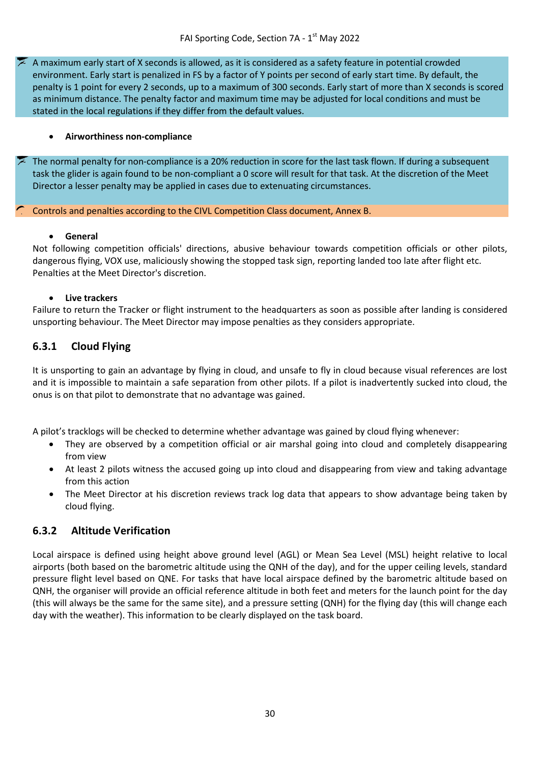A maximum early start of X seconds is allowed, as it is considered as a safety feature in potential crowded environment. Early start is penalized in FS by a factor of Y points per second of early start time. By default, the penalty is 1 point for every 2 seconds, up to a maximum of 300 seconds. Early start of more than X seconds is scored as minimum distance. The penalty factor and maximum time may be adjusted for local conditions and must be stated in the local regulations if they differ from the default values.

- **Airworthiness non-compliance**

The normal penalty for non-compliance is a 20% reduction in score for the last task flown. If during a subsequent task the glider is again found to be non-compliant a 0 score will result for that task. At the discretion of the Meet Director a lesser penalty may be applied in cases due to extenuating circumstances.

Controls and penalties according to the CIVL Competition Class document, Annex B.

- **General**

Not following competition officials' directions, abusive behaviour towards competition officials or other pilots, dangerous flying, VOX use, maliciously showing the stopped task sign, reporting landed too late after flight etc. Penalties at the Meet Director's discretion.

- **Live trackers**

Failure to return the Tracker or flight instrument to the headquarters as soon as possible after landing is considered unsporting behaviour. The Meet Director may impose penalties as they considers appropriate.

### 6.3.1 Cloud Flying

It is unsporting to gain an advantage by flying in cloud, and unsafe to fly in cloud because visual references are lost and it is impossible to maintain a safe separation from other pilots. If a pilot is inadvertently sucked into cloud, the onus is on that pilot to demonstrate that no advantage was gained.

A pilot's tracklogs will be checked to determine whether advantage was gained by cloud flying whenever:

- They are observed by a competition official or air marshal going into cloud and completely disappearing from view
- At least 2 pilots witness the accused going up into cloud and disappearing from view and taking advantage from this action
- The Meet Director at his discretion reviews track log data that appears to show advantage being taken by cloud flying.

### 6.3.2 Altitude Verification

Local airspace is defined using height above ground level (AGL) or Mean Sea Level (MSL) height relative to local airports (both based on the barometric altitude using the QNH of the day), and for the upper ceiling levels, standard pressure flight level based on QNE. For tasks that have local airspace defined by the barometric altitude based on QNH, the organiser will provide an official reference altitude in both feet and meters for the launch point for the day (this will always be the same for the same site), and a pressure setting (QNH) for the flying day (this will change each day with the weather). This information to be clearly displayed on the task board.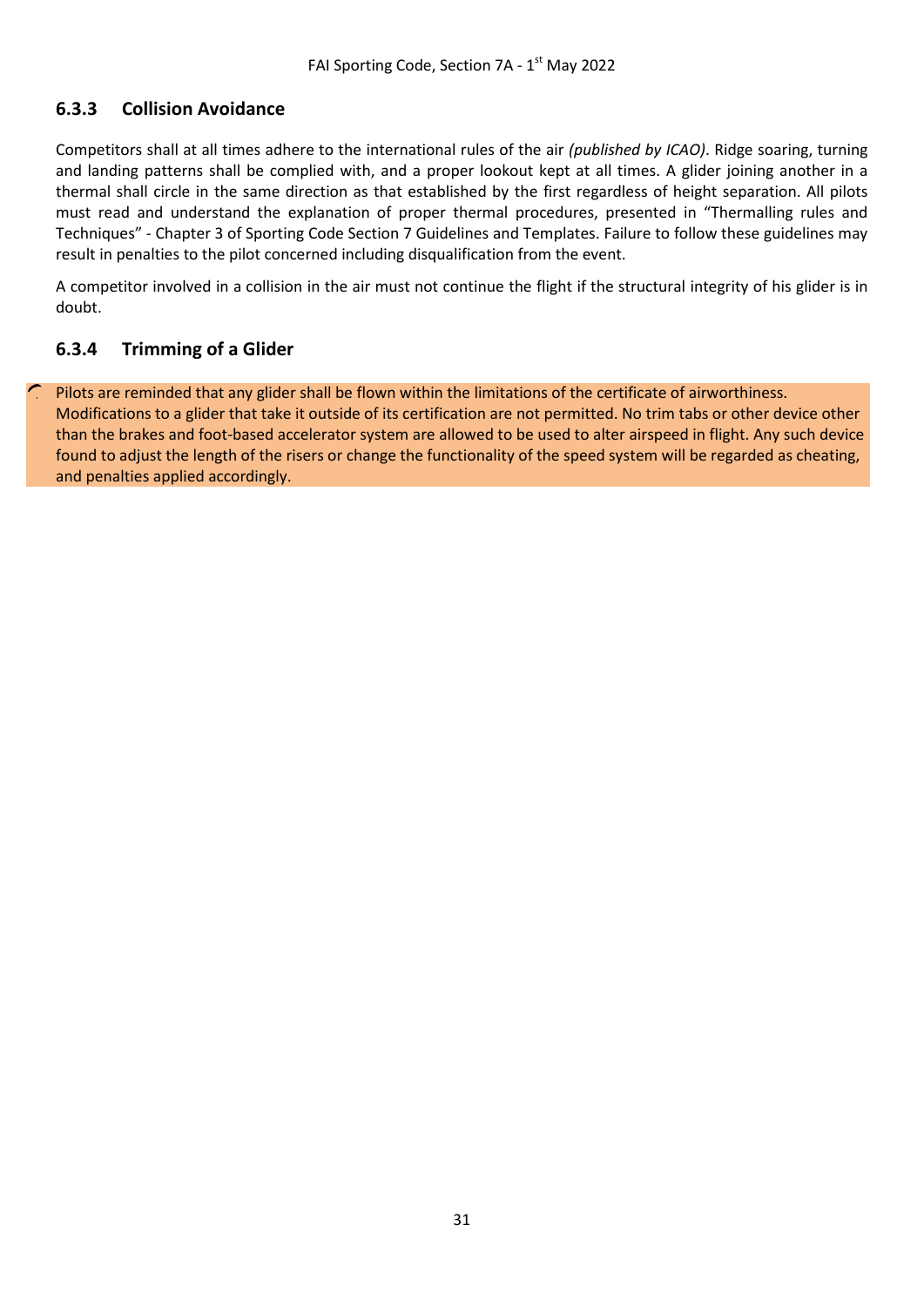### 6.3.3 Collision Avoidance

Competitors shall at all times adhere to the international rules of the air *(published by ICAO)*. Ridge soaring, turning and landing patterns shall be complied with, and a proper lookout kept at all times. A glider joining another in a thermal shall circle in the same direction as that established by the first regardless of height separation. All pilots must read and understand the explanation of proper thermal procedures, presented in "Thermalling rules and Techniques" - Chapter 3 of Sporting Code Section 7 Guidelines and Templates. Failure to follow these guidelines may result in penalties to the pilot concerned including disqualification from the event.

A competitor involved in a collision in the air must not continue the flight if the structural integrity of his glider is in doubt.

### 6.3.4 Trimming of a Glider

Pilots are reminded that any glider shall be flown within the limitations of the certificate of airworthiness. Modifications to a glider that take it outside of its certification are not permitted. No trim tabs or other device other than the brakes and foot-based accelerator system are allowed to be used to alter airspeed in flight. Any such device found to adjust the length of the risers or change the functionality of the speed system will be regarded as cheating, and penalties applied accordingly.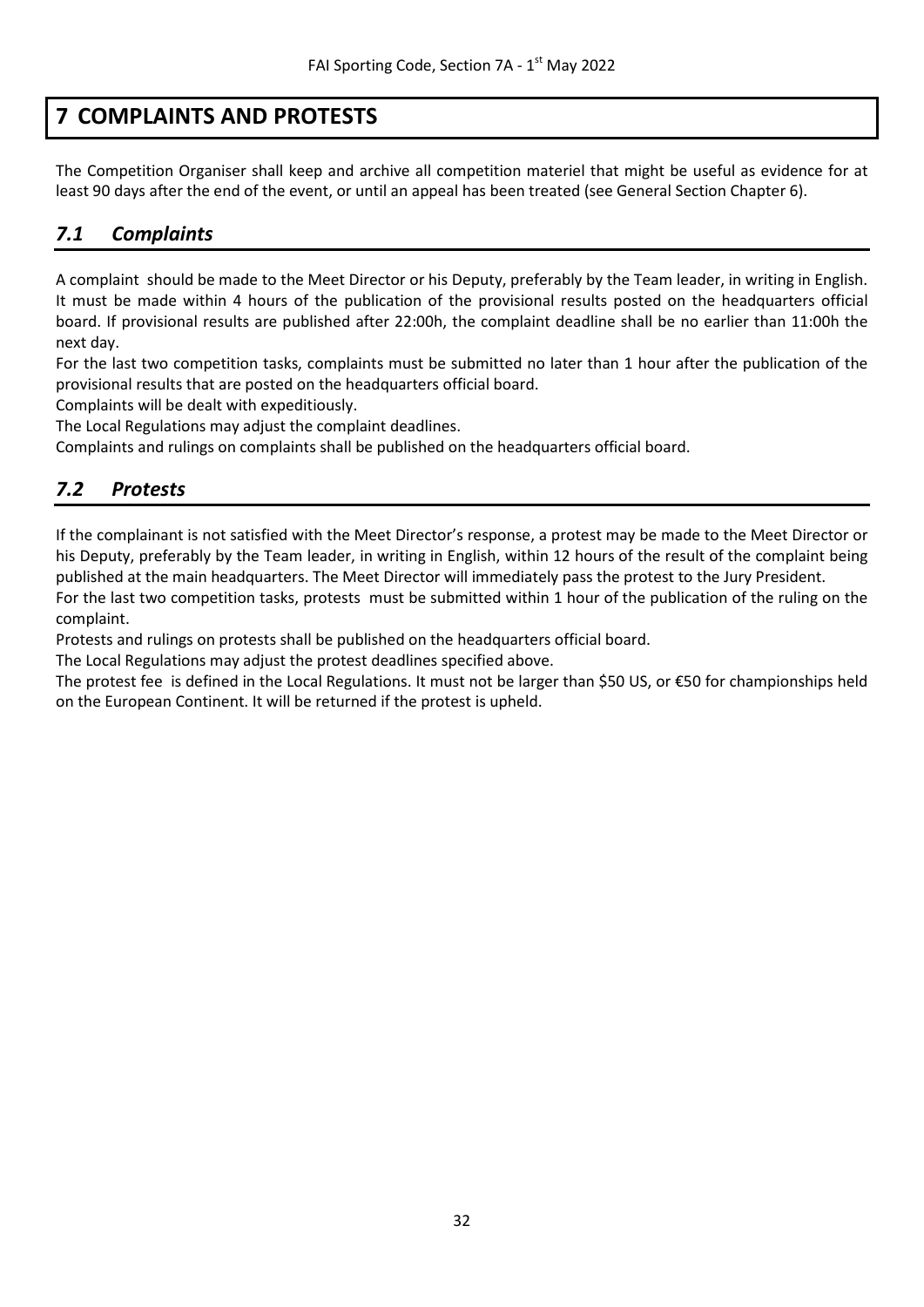# 7 COMPLAINTS AND PROTESTS

The Competition Organiser shall keep and archive all competition materiel that might be useful as evidence for at least 90 days after the end of the event, or until an appeal has been treated (see General Section Chapter 6).

## *7.1 Complaints*

A complaint should be made to the Meet Director or his Deputy, preferably by the Team leader, in writing in English. It must be made within 4 hours of the publication of the provisional results posted on the headquarters official board. If provisional results are published after 22:00h, the complaint deadline shall be no earlier than 11:00h the next day.

For the last two competition tasks, complaints must be submitted no later than 1 hour after the publication of the provisional results that are posted on the headquarters official board.

Complaints will be dealt with expeditiously.

The Local Regulations may adjust the complaint deadlines.

Complaints and rulings on complaints shall be published on the headquarters official board.

## *7.2 Protests*

If the complainant is not satisfied with the Meet Director's response, a protest may be made to the Meet Director or his Deputy, preferably by the Team leader, in writing in English, within 12 hours of the result of the complaint being published at the main headquarters. The Meet Director will immediately pass the protest to the Jury President.

For the last two competition tasks, protests must be submitted within 1 hour of the publication of the ruling on the complaint.

Protests and rulings on protests shall be published on the headquarters official board.

The Local Regulations may adjust the protest deadlines specified above.

The protest fee is defined in the Local Regulations. It must not be larger than $50 US, or €50 for championships held on the European Continent. It will be returned if the protest is upheld.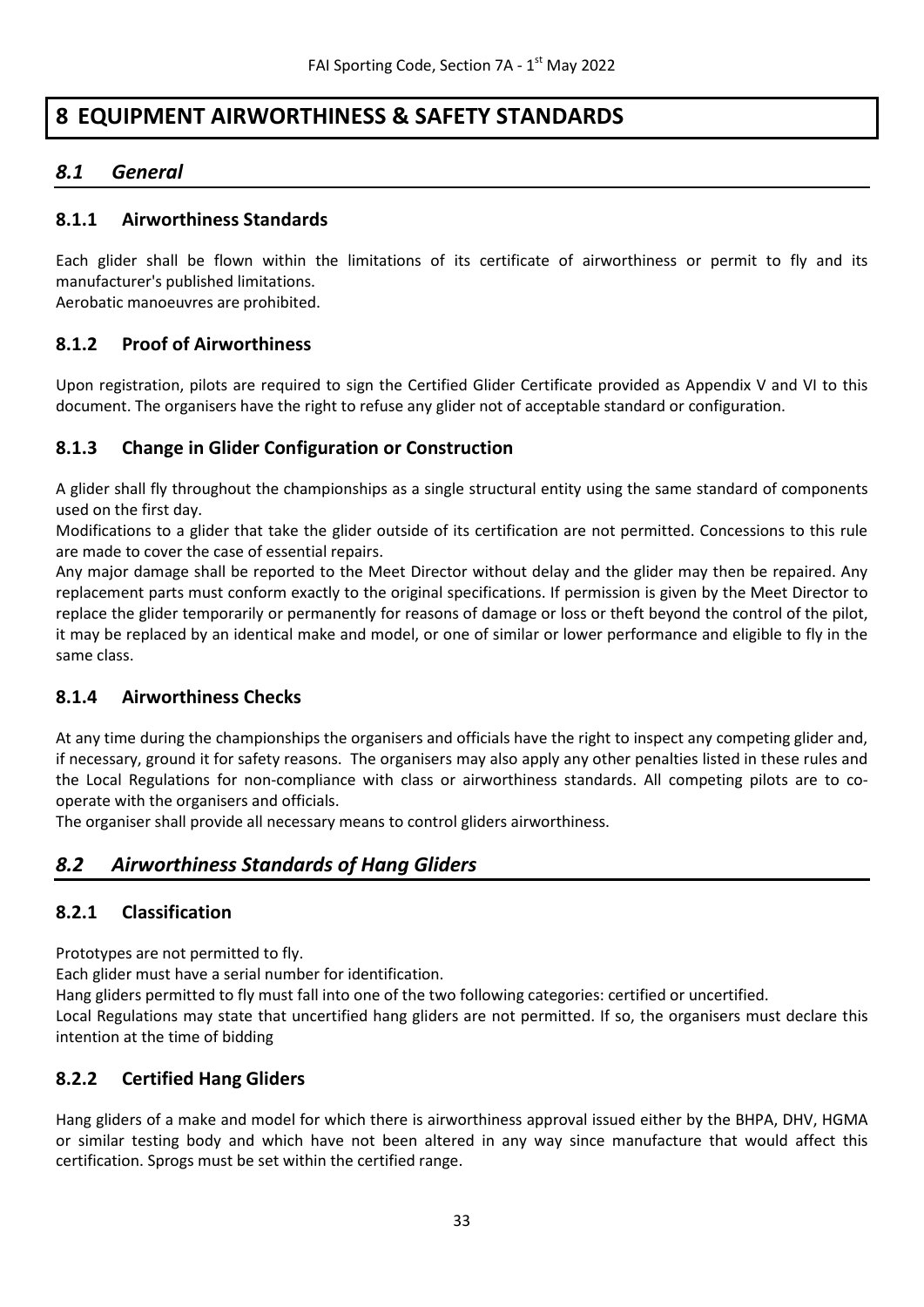# 8 EQUIPMENT AIRWORTHINESS & SAFETY STANDARDS

## *8.1 General*

### 8.1.1 Airworthiness Standards

Each glider shall be flown within the limitations of its certificate of airworthiness or permit to fly and its manufacturer's published limitations.
Aerobatic manoeuvres are prohibited.

### 8.1.2 Proof of Airworthiness

Upon registration, pilots are required to sign the Certified Glider Certificate provided as Appendix V and VI to this document. The organisers have the right to refuse any glider not of acceptable standard or configuration.

### 8.1.3 Change in Glider Configuration or Construction

A glider shall fly throughout the championships as a single structural entity using the same standard of components used on the first day.
Modifications to a glider that take the glider outside of its certification are not permitted. Concessions to this rule are made to cover the case of essential repairs.
Any major damage shall be reported to the Meet Director without delay and the glider may then be repaired. Any replacement parts must conform exactly to the original specifications. If permission is given by the Meet Director to replace the glider temporarily or permanently for reasons of damage or loss or theft beyond the control of the pilot, it may be replaced by an identical make and model, or one of similar or lower performance and eligible to fly in the same class.

### 8.1.4 Airworthiness Checks

At any time during the championships the organisers and officials have the right to inspect any competing glider and, if necessary, ground it for safety reasons. The organisers may also apply any other penalties listed in these rules and the Local Regulations for non-compliance with class or airworthiness standards. All competing pilots are to co-operate with the organisers and officials.
The organiser shall provide all necessary means to control gliders airworthiness.

## *8.2 Airworthiness Standards of Hang Gliders*

### 8.2.1 Classification

Prototypes are not permitted to fly.
Each glider must have a serial number for identification.
Hang gliders permitted to fly must fall into one of the two following categories: certified or uncertified.
Local Regulations may state that uncertified hang gliders are not permitted. If so, the organisers must declare this intention at the time of bidding

### 8.2.2 Certified Hang Gliders

Hang gliders of a make and model for which there is airworthiness approval issued either by the BHPA, DHV, HGMA or similar testing body and which have not been altered in any way since manufacture that would affect this certification. Sprogs must be set within the certified range.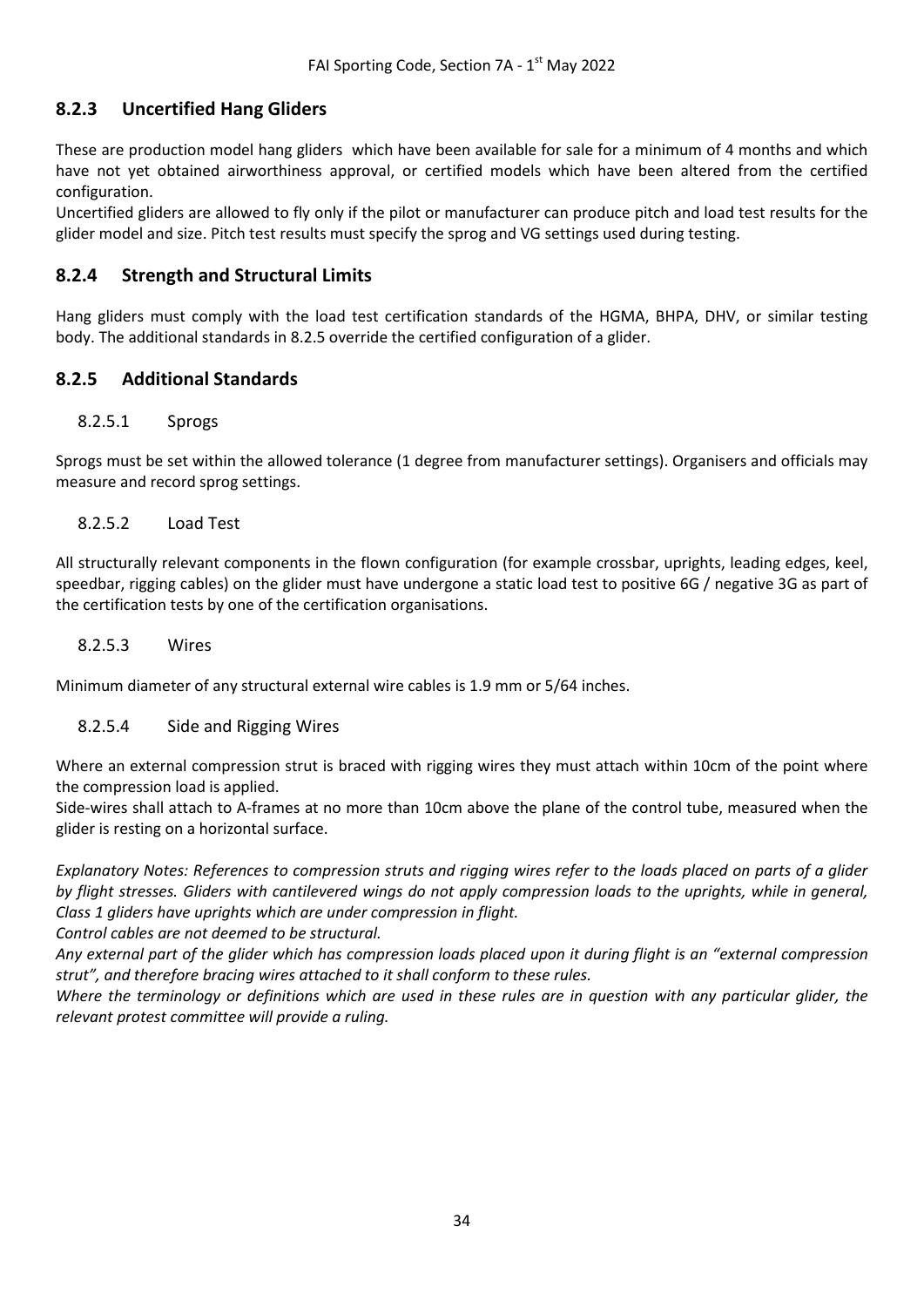### 8.2.3 Uncertified Hang Gliders

These are production model hang gliders which have been available for sale for a minimum of 4 months and which have not yet obtained airworthiness approval, or certified models which have been altered from the certified configuration.

Uncertified gliders are allowed to fly only if the pilot or manufacturer can produce pitch and load test results for the glider model and size. Pitch test results must specify the sprog and VG settings used during testing.

### 8.2.4 Strength and Structural Limits

Hang gliders must comply with the load test certification standards of the HGMA, BHPA, DHV, or similar testing body. The additional standards in 8.2.5 override the certified configuration of a glider.

### 8.2.5 Additional Standards

#### 8.2.5.1 Sprogs

Sprogs must be set within the allowed tolerance (1 degree from manufacturer settings). Organisers and officials may measure and record sprog settings.

#### 8.2.5.2 Load Test

All structurally relevant components in the flown configuration (for example crossbar, uprights, leading edges, keel, speedbar, rigging cables) on the glider must have undergone a static load test to positive 6G / negative 3G as part of the certification tests by one of the certification organisations.

#### 8.2.5.3 Wires

Minimum diameter of any structural external wire cables is 1.9 mm or 5/64 inches.

#### 8.2.5.4 Side and Rigging Wires

Where an external compression strut is braced with rigging wires they must attach within 10cm of the point where the compression load is applied.

Side-wires shall attach to A-frames at no more than 10cm above the plane of the control tube, measured when the glider is resting on a horizontal surface.

*Explanatory Notes: References to compression struts and rigging wires refer to the loads placed on parts of a glider by flight stresses. Gliders with cantilevered wings do not apply compression loads to the uprights, while in general, Class 1 gliders have uprights which are under compression in flight.*

*Control cables are not deemed to be structural.*

*Any external part of the glider which has compression loads placed upon it during flight is an "external compression strut", and therefore bracing wires attached to it shall conform to these rules.*

*Where the terminology or definitions which are used in these rules are in question with any particular glider, the relevant protest committee will provide a ruling.*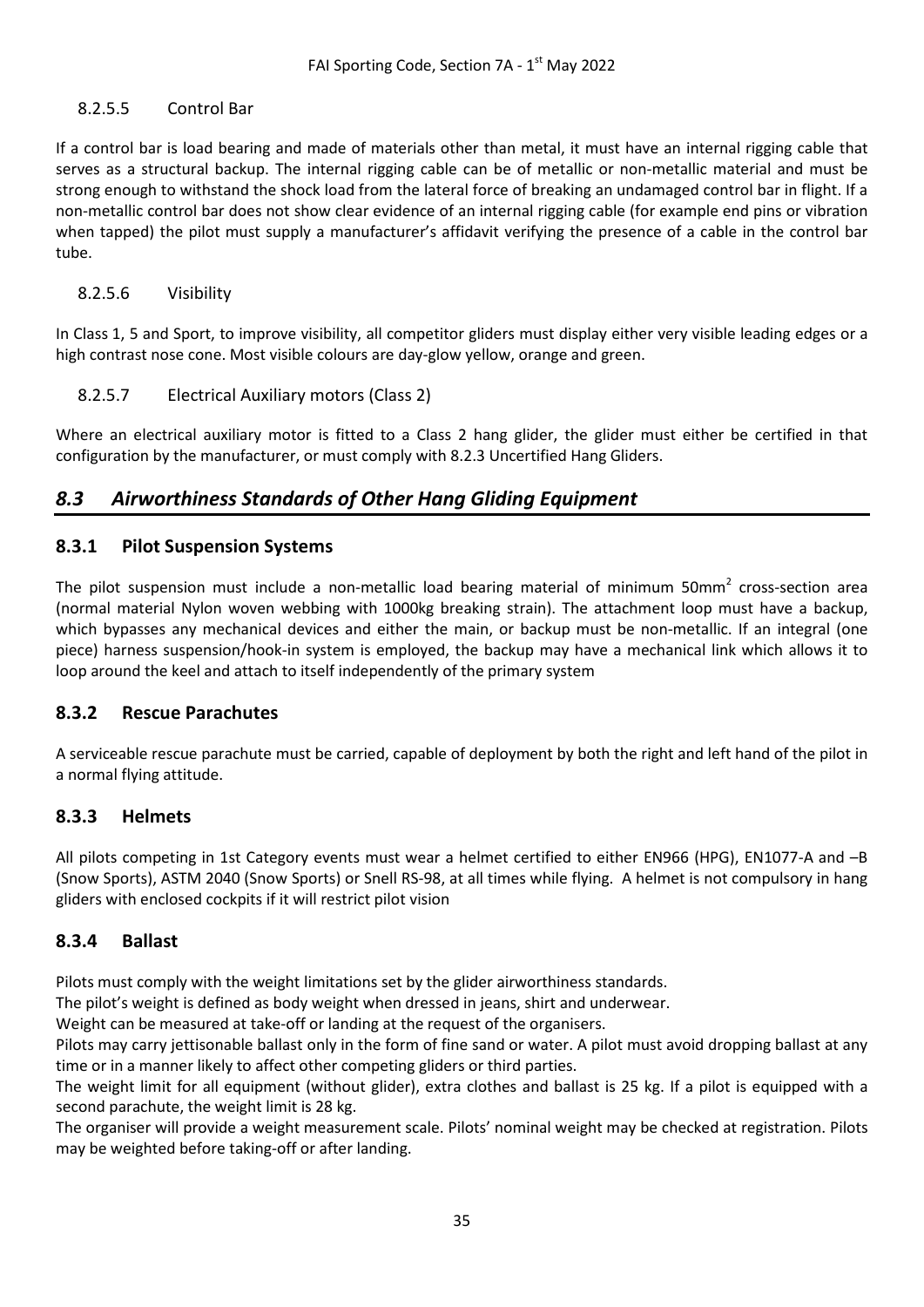#### 8.2.5.5 Control Bar

If a control bar is load bearing and made of materials other than metal, it must have an internal rigging cable that serves as a structural backup. The internal rigging cable can be of metallic or non-metallic material and must be strong enough to withstand the shock load from the lateral force of breaking an undamaged control bar in flight. If a non-metallic control bar does not show clear evidence of an internal rigging cable (for example end pins or vibration when tapped) the pilot must supply a manufacturer's affidavit verifying the presence of a cable in the control bar tube.

#### 8.2.5.6 Visibility

In Class 1, 5 and Sport, to improve visibility, all competitor gliders must display either very visible leading edges or a high contrast nose cone. Most visible colours are day-glow yellow, orange and green.

#### 8.2.5.7 Electrical Auxiliary motors (Class 2)

Where an electrical auxiliary motor is fitted to a Class 2 hang glider, the glider must either be certified in that configuration by the manufacturer, or must comply with 8.2.3 Uncertified Hang Gliders.

## *8.3 Airworthiness Standards of Other Hang Gliding Equipment*

### 8.3.1 Pilot Suspension Systems

The pilot suspension must include a non-metallic load bearing material of minimum 50mm$^2$ cross-section area (normal material Nylon woven webbing with 1000kg breaking strain). The attachment loop must have a backup, which bypasses any mechanical devices and either the main, or backup must be non-metallic. If an integral (one piece) harness suspension/hook-in system is employed, the backup may have a mechanical link which allows it to loop around the keel and attach to itself independently of the primary system

### 8.3.2 Rescue Parachutes

A serviceable rescue parachute must be carried, capable of deployment by both the right and left hand of the pilot in a normal flying attitude.

### 8.3.3 Helmets

All pilots competing in 1st Category events must wear a helmet certified to either EN966 (HPG), EN1077-A and –B (Snow Sports), ASTM 2040 (Snow Sports) or Snell RS-98, at all times while flying. A helmet is not compulsory in hang gliders with enclosed cockpits if it will restrict pilot vision

### 8.3.4 Ballast

Pilots must comply with the weight limitations set by the glider airworthiness standards.

The pilot's weight is defined as body weight when dressed in jeans, shirt and underwear.

Weight can be measured at take-off or landing at the request of the organisers.

Pilots may carry jettisonable ballast only in the form of fine sand or water. A pilot must avoid dropping ballast at any time or in a manner likely to affect other competing gliders or third parties.

The weight limit for all equipment (without glider), extra clothes and ballast is 25 kg. If a pilot is equipped with a second parachute, the weight limit is 28 kg.

The organiser will provide a weight measurement scale. Pilots' nominal weight may be checked at registration. Pilots may be weighted before taking-off or after landing.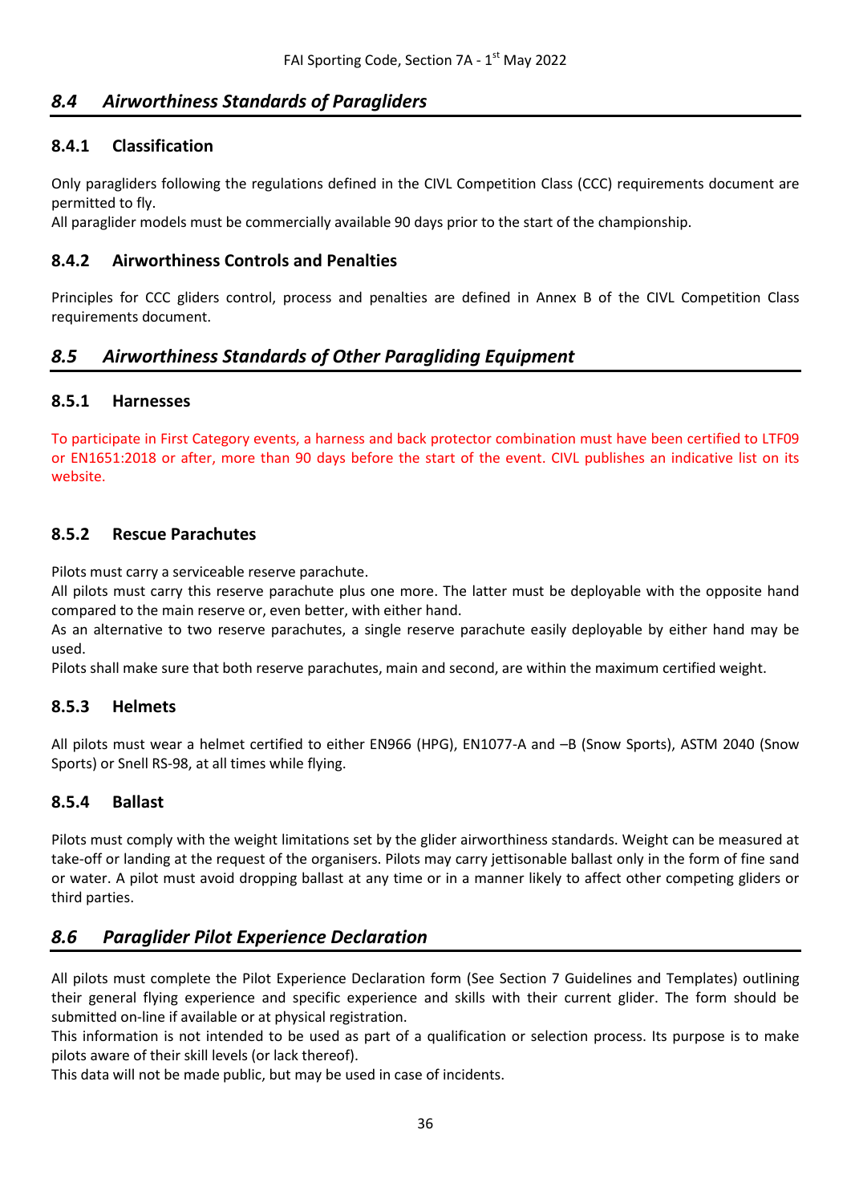## *8.4 Airworthiness Standards of Paragliders*

### 8.4.1 Classification

Only paragliders following the regulations defined in the CIVL Competition Class (CCC) requirements document are permitted to fly.
All paraglider models must be commercially available 90 days prior to the start of the championship.

### 8.4.2 Airworthiness Controls and Penalties

Principles for CCC gliders control, process and penalties are defined in Annex B of the CIVL Competition Class requirements document.

## *8.5 Airworthiness Standards of Other Paragliding Equipment*

### 8.5.1 Harnesses

To participate in First Category events, a harness and back protector combination must have been certified to LTF09 or EN1651:2018 or after, more than 90 days before the start of the event. CIVL publishes an indicative list on its website.

### 8.5.2 Rescue Parachutes

Pilots must carry a serviceable reserve parachute.
All pilots must carry this reserve parachute plus one more. The latter must be deployable with the opposite hand compared to the main reserve or, even better, with either hand.
As an alternative to two reserve parachutes, a single reserve parachute easily deployable by either hand may be used.
Pilots shall make sure that both reserve parachutes, main and second, are within the maximum certified weight.

### 8.5.3 Helmets

All pilots must wear a helmet certified to either EN966 (HPG), EN1077-A and –B (Snow Sports), ASTM 2040 (Snow Sports) or Snell RS-98, at all times while flying.

### 8.5.4 Ballast

Pilots must comply with the weight limitations set by the glider airworthiness standards. Weight can be measured at take-off or landing at the request of the organisers. Pilots may carry jettisonable ballast only in the form of fine sand or water. A pilot must avoid dropping ballast at any time or in a manner likely to affect other competing gliders or third parties.

## *8.6 Paraglider Pilot Experience Declaration*

All pilots must complete the Pilot Experience Declaration form (See Section 7 Guidelines and Templates) outlining their general flying experience and specific experience and skills with their current glider. The form should be submitted on-line if available or at physical registration.
This information is not intended to be used as part of a qualification or selection process. Its purpose is to make pilots aware of their skill levels (or lack thereof).
This data will not be made public, but may be used in case of incidents.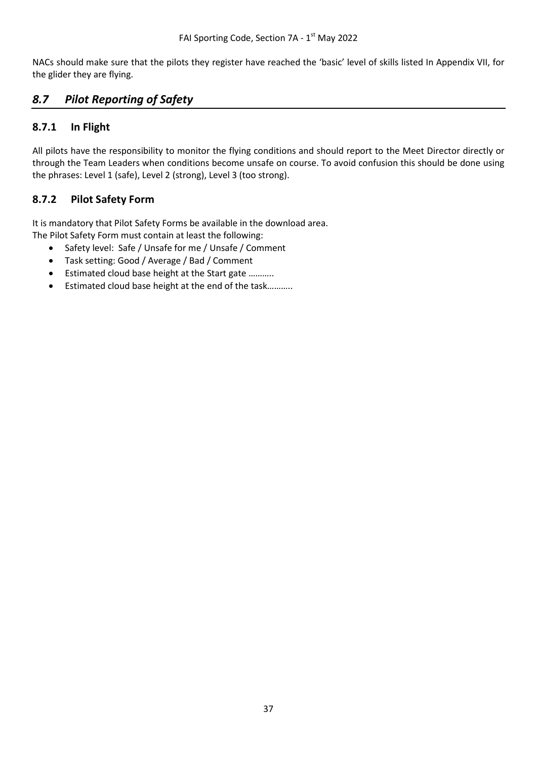NACs should make sure that the pilots they register have reached the 'basic' level of skills listed In Appendix VII, for the glider they are flying.

## *8.7 Pilot Reporting of Safety*

### 8.7.1 In Flight

All pilots have the responsibility to monitor the flying conditions and should report to the Meet Director directly or through the Team Leaders when conditions become unsafe on course. To avoid confusion this should be done using the phrases: Level 1 (safe), Level 2 (strong), Level 3 (too strong).

### 8.7.2 Pilot Safety Form

It is mandatory that Pilot Safety Forms be available in the download area.
The Pilot Safety Form must contain at least the following:

- Safety level: Safe / Unsafe for me / Unsafe / Comment
- Task setting: Good / Average / Bad / Comment
- Estimated cloud base height at the Start gate ………..
- Estimated cloud base height at the end of the task………..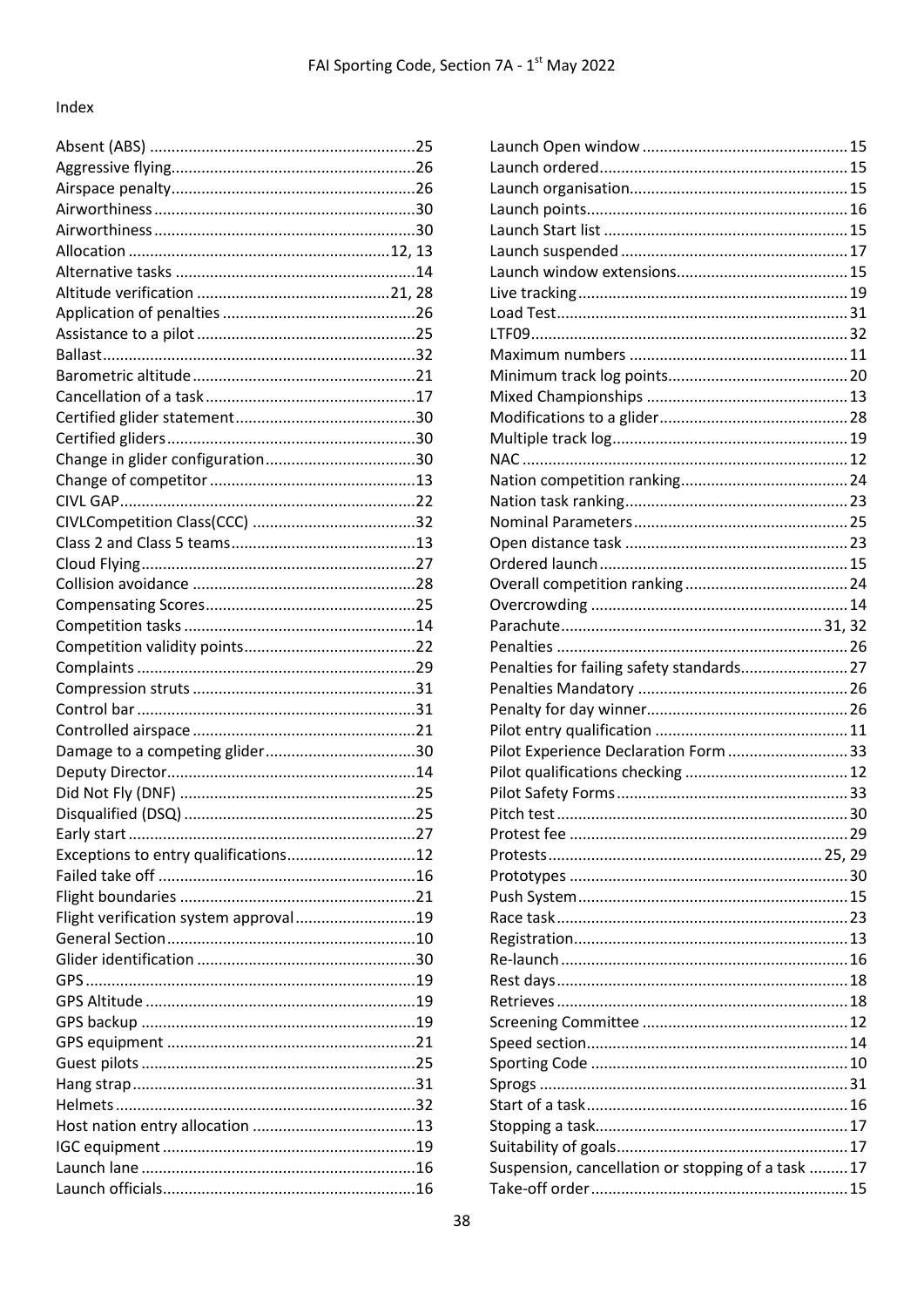Index

Absent (ABS) ........................................................ 25
Aggressive flying................................................... 26
Airspace penalty.................................................... 26
Airworthiness ....................................................... 30
Airworthiness ....................................................... 30
Allocation ........................................................ 12, 13
Alternative tasks ................................................... 14
Altitude verification ........................................ 21, 28
Application of penalties ........................................ 26
Assistance to a pilot .............................................. 25
Ballast................................................................... 32
Barometric altitude ............................................... 21
Cancellation of a task ............................................ 17
Certified glider statement ..................................... 30
Certified gliders .................................................... 30
Change in glider configuration .............................. 30
Change of competitor ........................................... 13
CIVL GAP............................................................... 22
CIVLCompetition Class(CCC) ................................. 32
Class 2 and Class 5 teams ...................................... 13
Cloud Flying .......................................................... 27
Collision avoidance ............................................... 28
Compensating Scores ............................................ 25
Competition tasks ................................................. 14
Competition validity points ................................... 22
Complaints ........................................................... 29
Compression struts ............................................... 31
Control bar ........................................................... 31
Controlled airspace ............................................... 21
Damage to a competing glider .............................. 30
Deputy Director ..................................................... 14
Did Not Fly (DNF) .................................................. 25
Disqualified (DSQ) ................................................. 25
Early start ............................................................. 27
Exceptions to entry qualifications ......................... 12
Failed take off ....................................................... 16
Flight boundaries .................................................. 21
Flight verification system approval ....................... 19
General Section ..................................................... 10
Glider identification .............................................. 30
GPS ....................................................................... 19
GPS Altitude .......................................................... 19
GPS backup ........................................................... 19
GPS equipment ..................................................... 21
Guest pilots ........................................................... 25
Hang strap ............................................................. 31
Helmets ................................................................. 32
Host nation entry allocation .................................. 13
IGC equipment ...................................................... 19
Launch lane ........................................................... 16
Launch officials ...................................................... 16
Launch Open window ............................................ 15
Launch ordered ...................................................... 15
Launch organisation ............................................... 15
Launch points ......................................................... 16
Launch Start list ..................................................... 15
Launch suspended ................................................. 17
Launch window extensions .................................... 15
Live tracking ........................................................... 19
Load Test ................................................................ 31
LTF09 ...................................................................... 32
Maximum numbers ............................................... 11
Minimum track log points ...................................... 20
Mixed Championships ........................................... 13
Modifications to a glider ........................................ 28
Multiple track log ................................................... 19
NAC ........................................................................ 12
Nation competition ranking ................................... 24
Nation task ranking ................................................ 23
Nominal Parameters .............................................. 25
Open distance task ................................................ 23
Ordered launch ...................................................... 15
Overall competition ranking .................................. 24
Overcrowding ........................................................ 14
Parachute ......................................................... 31, 32
Penalties ................................................................ 26
Penalties for failing safety standards ..................... 27
Penalties Mandatory ............................................. 26
Penalty for day winner ........................................... 26
Pilot entry qualification ......................................... 11
Pilot Experience Declaration Form ........................ 33
Pilot qualifications checking .................................. 12
Pilot Safety Forms .................................................. 33
Pitch test ................................................................ 30
Protest fee ............................................................. 29
Protests ............................................................ 25, 29
Prototypes ............................................................. 30
Push System ........................................................... 15
Race task ................................................................ 23
Registration ............................................................ 13
Re-launch ............................................................... 16
Rest days ................................................................ 18
Retrieves ................................................................ 18
Screening Committee ............................................ 12
Speed section ......................................................... 14
Sporting Code ........................................................ 10
Sprogs .................................................................... 31
Start of a task ......................................................... 16
Stopping a task ....................................................... 17
Suitability of goals .................................................. 17
Suspension, cancellation or stopping of a task ...... 17
Take-off order ........................................................ 15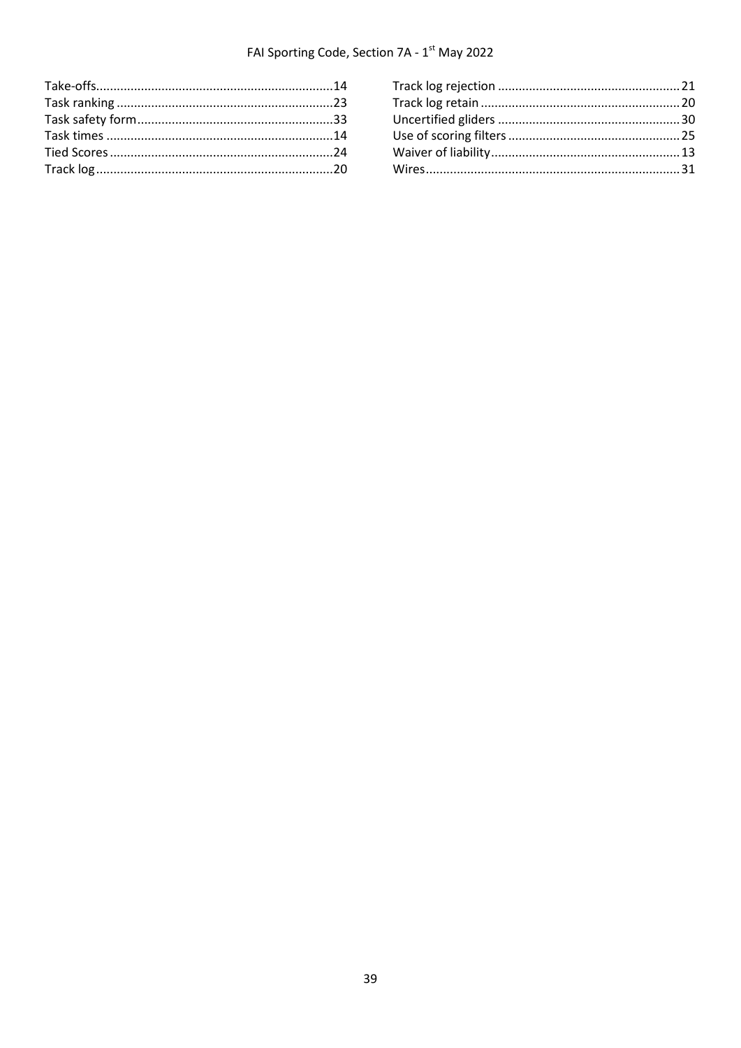Take-offs....................................................................14
Task ranking ...............................................................23
Task safety form.........................................................33
Task times ..................................................................14
Tied Scores.................................................................24
Track log.....................................................................20
Track log rejection .....................................................21
Track log retain ..........................................................20
Uncertified gliders .....................................................30
Use of scoring filters ..................................................25
Waiver of liability.......................................................13
Wires..........................................................................31